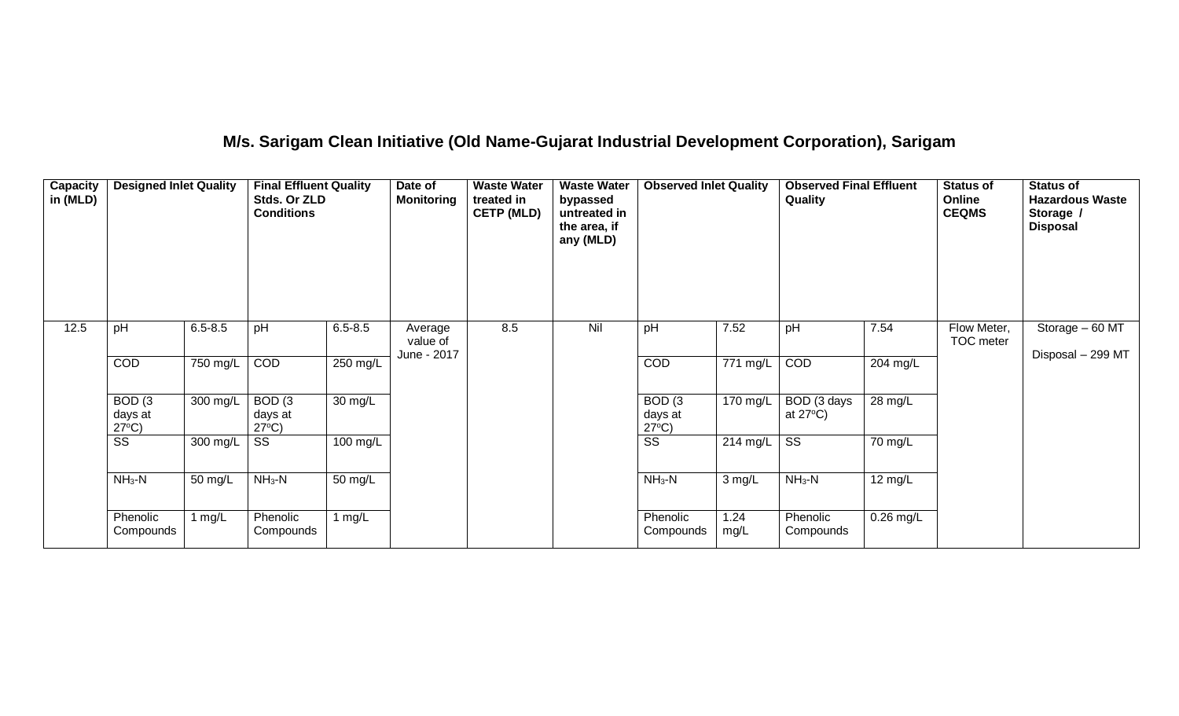## M/s. Sarigam Clean Initiative (Old Name-Gujarat Industrial Development Corporation), Sarigam

| Capacity in (MLD) | Designed Inlet Quality | | Final Effluent Quality Stds. Or ZLD Conditions | | Date of Monitoring | Waste Water treated in CETP (MLD) | Waste Water bypassed untreated in the area, if any (MLD) | Observed Inlet Quality | | Observed Final Effluent Quality | | Status of Online CEQMS | Status of Hazardous Waste Storage / Disposal |
|---|---|---|---|---|---|---|---|---|---|---|---|---|---|
| 12.5 | pH | 6.5-8.5 | pH | 6.5-8.5 | Average value of June - 2017 | 8.5 | Nil | pH | 7.52 | pH | 7.54 | Flow Meter, TOC meter | Storage – 60 MT<br>Disposal – 299 MT |
| | COD | 750 mg/L | COD | 250 mg/L | | | | COD | 771 mg/L | COD | 204 mg/L | | |
| | BOD (3 days at 27ºC) | 300 mg/L | BOD (3 days at 27ºC) | 30 mg/L | | | | BOD (3 days at 27ºC) | 170 mg/L | BOD (3 days at 27ºC) | 28 mg/L | | |
| | SS | 300 mg/L | SS | 100 mg/L | | | | SS | 214 mg/L | SS | 70 mg/L | | |
| | $NH_3$-N | 50 mg/L | $NH_3$-N | 50 mg/L | | | | $NH_3$-N | 3 mg/L | $NH_3$-N | 12 mg/L | | |
| | Phenolic Compounds | 1 mg/L | Phenolic Compounds | 1 mg/L | | | | Phenolic Compounds | 1.24 mg/L | Phenolic Compounds | 0.26 mg/L | | |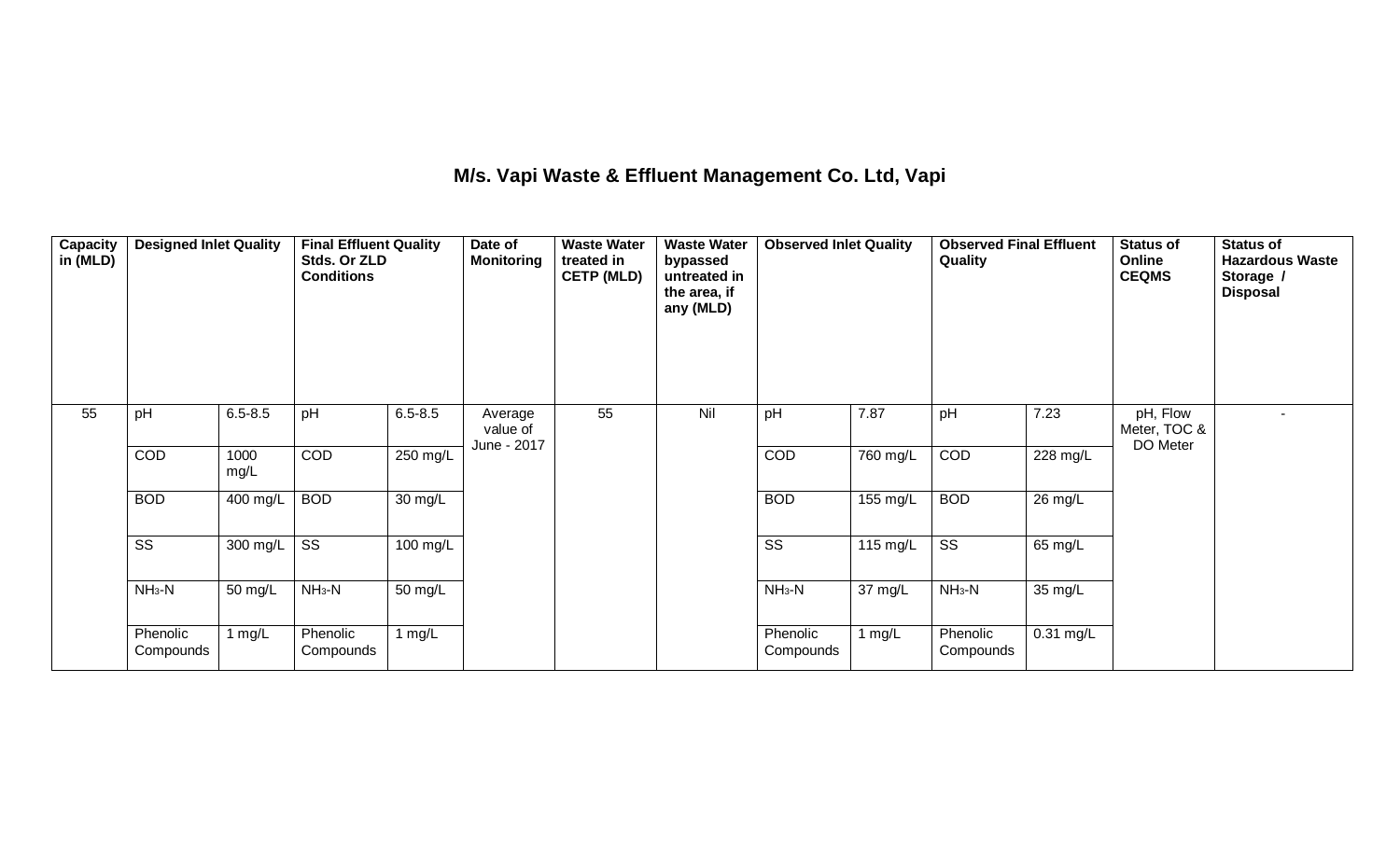# M/s. Vapi Waste & Effluent Management Co. Ltd, Vapi

| Capacity in (MLD) | Designed Inlet Quality | | Final Effluent Quality Stds. Or ZLD Conditions | | Date of Monitoring | Waste Water treated in CETP (MLD) | Waste Water bypassed untreated in the area, if any (MLD) | Observed Inlet Quality | | Observed Final Effluent Quality | | Status of Online CEQMS | Status of Hazardous Waste Storage / Disposal |
|---|---|---|---|---|---|---|---|---|---|---|---|---|---|
| 55 | pH | 6.5-8.5 | pH | 6.5-8.5 | Average value of June - 2017 | 55 | Nil | pH | 7.87 | pH | 7.23 | pH, Flow Meter, TOC & DO Meter | - |
| | COD | 1000 mg/L | COD | 250 mg/L | | | | COD | 760 mg/L | COD | 228 mg/L | | |
| | BOD | 400 mg/L | BOD | 30 mg/L | | | | BOD | 155 mg/L | BOD | 26 mg/L | | |
| | SS | 300 mg/L | SS | 100 mg/L | | | | SS | 115 mg/L | SS | 65 mg/L | | |
| | $NH_3$-N | 50 mg/L | $NH_3$-N | 50 mg/L | | | | $NH_3$-N | 37 mg/L | $NH_3$-N | 35 mg/L | | |
| | Phenolic Compounds | 1 mg/L | Phenolic Compounds | 1 mg/L | | | | Phenolic Compounds | 1 mg/L | Phenolic Compounds | 0.31 mg/L | | |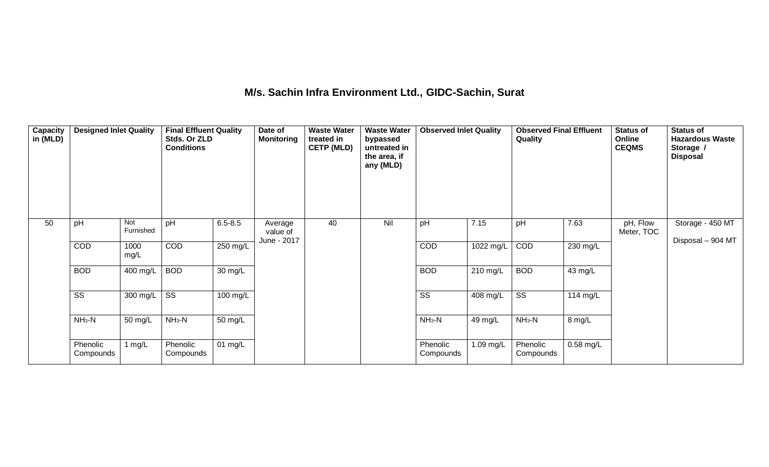## M/s. Sachin Infra Environment Ltd., GIDC-Sachin, Surat

| Capacity in (MLD) | Designed Inlet Quality | | Final Effluent Quality Stds. Or ZLD Conditions | | Date of Monitoring | Waste Water treated in CETP (MLD) | Waste Water bypassed untreated in the area, if any (MLD) | Observed Inlet Quality | | Observed Final Effluent Quality | | Status of Online CEQMS | Status of Hazardous Waste Storage / Disposal |
|---|---|---|---|---|---|---|---|---|---|---|---|---|---|
| 50 | pH | Not Furnished | pH | 6.5-8.5 | Average value of June - 2017 | 40 | Nil | pH | 7.15 | pH | 7.63 | pH, Flow Meter, TOC | Storage - 450 MT<br>Disposal – 904 MT |
| | COD | 1000 mg/L | COD | 250 mg/L | | | | COD | 1022 mg/L | COD | 230 mg/L | | |
| | BOD | 400 mg/L | BOD | 30 mg/L | | | | BOD | 210 mg/L | BOD | 43 mg/L | | |
| | SS | 300 mg/L | SS | 100 mg/L | | | | SS | 408 mg/L | SS | 114 mg/L | | |
| | $NH_3$-N | 50 mg/L | $NH_3$-N | 50 mg/L | | | | $NH_3$-N | 49 mg/L | $NH_3$-N | 8 mg/L | | |
| | Phenolic Compounds | 1 mg/L | Phenolic Compounds | 01 mg/L | | | | Phenolic Compounds | 1.09 mg/L | Phenolic Compounds | 0.58 mg/L | | |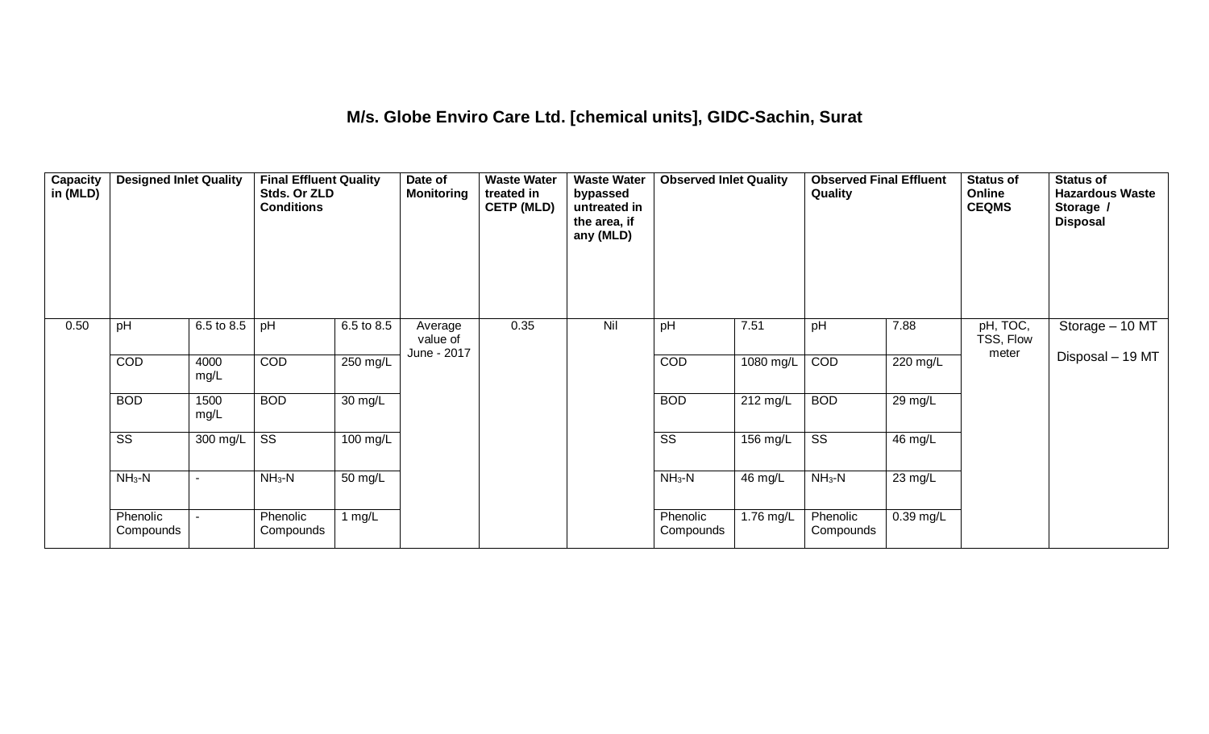## M/s. Globe Enviro Care Ltd. [chemical units], GIDC-Sachin, Surat

| Capacity in (MLD) | Designed Inlet Quality | | Final Effluent Quality Stds. Or ZLD Conditions | | Date of Monitoring | Waste Water treated in CETP (MLD) | Waste Water bypassed untreated in the area, if any (MLD) | Observed Inlet Quality | | Observed Final Effluent Quality | | Status of Online CEQMS | Status of Hazardous Waste Storage / Disposal |
|---|---|---|---|---|---|---|---|---|---|---|---|---|---|
| 0.50 | pH | 6.5 to 8.5 | pH | 6.5 to 8.5 | Average value of June - 2017 | 0.35 | Nil | pH | 7.51 | pH | 7.88 | pH, TOC, TSS, Flow meter | Storage – 10 MT<br>Disposal – 19 MT |
| | COD | 4000 mg/L | COD | 250 mg/L | | | | COD | 1080 mg/L | COD | 220 mg/L | | |
| | BOD | 1500 mg/L | BOD | 30 mg/L | | | | BOD | 212 mg/L | BOD | 29 mg/L | | |
| | SS | 300 mg/L | SS | 100 mg/L | | | | SS | 156 mg/L | SS | 46 mg/L | | |
| | $NH_3$-N | - | $NH_3$-N | 50 mg/L | | | | $NH_3$-N | 46 mg/L | $NH_3$-N | 23 mg/L | | |
| | Phenolic Compounds | - | Phenolic Compounds | 1 mg/L | | | | Phenolic Compounds | 1.76 mg/L | Phenolic Compounds | 0.39 mg/L | | |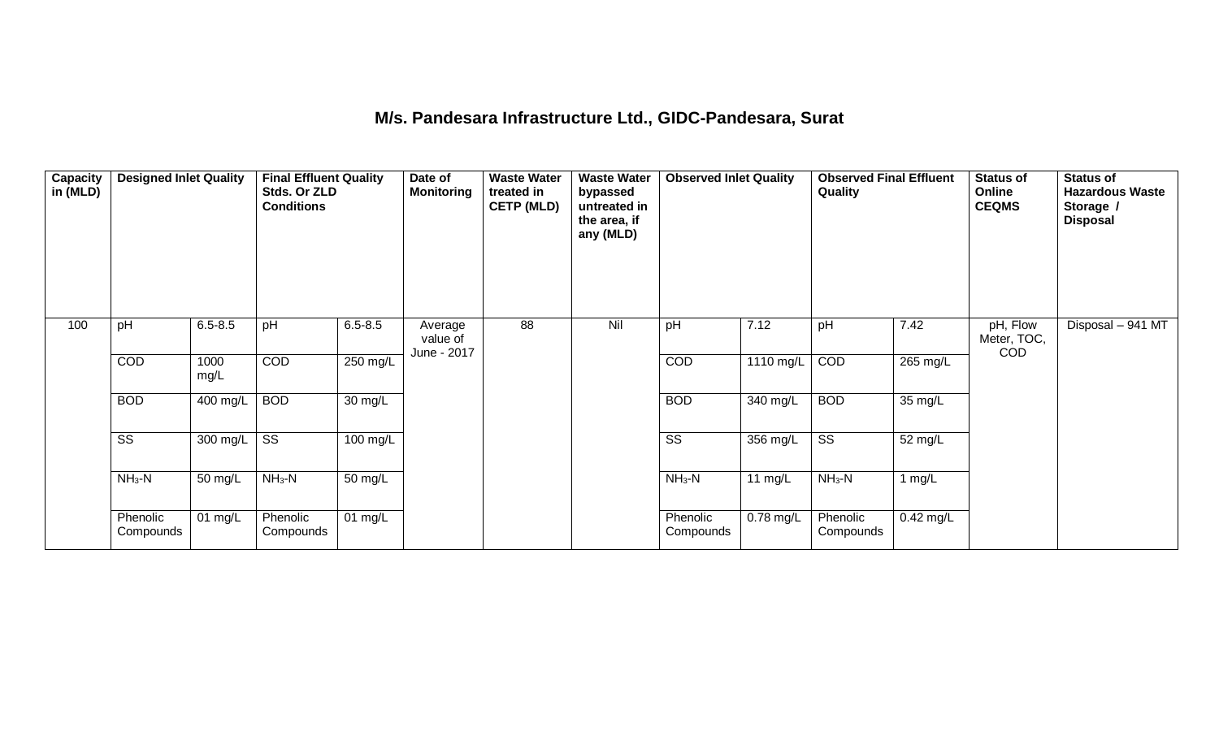## M/s. Pandesara Infrastructure Ltd., GIDC-Pandesara, Surat

| Capacity in (MLD) | Designed Inlet Quality | | Final Effluent Quality Stds. Or ZLD Conditions | | Date of Monitoring | Waste Water treated in CETP (MLD) | Waste Water bypassed untreated in the area, if any (MLD) | Observed Inlet Quality | | Observed Final Effluent Quality | | Status of Online CEQMS | Status of Hazardous Waste Storage / Disposal |
|---|---|---|---|---|---|---|---|---|---|---|---|---|---|
| 100 | pH | 6.5-8.5 | pH | 6.5-8.5 | Average value of June - 2017 | 88 | Nil | pH | 7.12 | pH | 7.42 | pH, Flow Meter, TOC, COD | Disposal – 941 MT |
| | COD | 1000 mg/L | COD | 250 mg/L | | | | COD | 1110 mg/L | COD | 265 mg/L | | |
| | BOD | 400 mg/L | BOD | 30 mg/L | | | | BOD | 340 mg/L | BOD | 35 mg/L | | |
| | SS | 300 mg/L | SS | 100 mg/L | | | | SS | 356 mg/L | SS | 52 mg/L | | |
| | $NH_3$-N | 50 mg/L | $NH_3$-N | 50 mg/L | | | | $NH_3$-N | 11 mg/L | $NH_3$-N | 1 mg/L | | |
| | Phenolic Compounds | 01 mg/L | Phenolic Compounds | 01 mg/L | | | | Phenolic Compounds | 0.78 mg/L | Phenolic Compounds | 0.42 mg/L | | |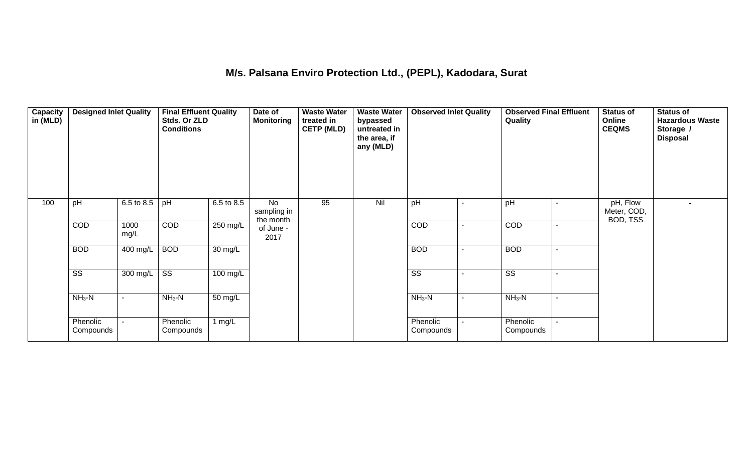## M/s. Palsana Enviro Protection Ltd., (PEPL), Kadodara, Surat

| Capacity in (MLD) | Designed Inlet Quality | | Final Effluent Quality Stds. Or ZLD Conditions | | Date of Monitoring | Waste Water treated in CETP (MLD) | Waste Water bypassed untreated in the area, if any (MLD) | Observed Inlet Quality | | Observed Final Effluent Quality | | Status of Online CEQMS | Status of Hazardous Waste Storage / Disposal |
|---|---|---|---|---|---|---|---|---|---|---|---|---|---|
| 100 | pH | 6.5 to 8.5 | pH | 6.5 to 8.5 | No sampling in the month of June - 2017 | 95 | Nil | pH | - | pH | - | pH, Flow Meter, COD, BOD, TSS | - |
| | COD | 1000 mg/L | COD | 250 mg/L | | | | COD | - | COD | - | | |
| | BOD | 400 mg/L | BOD | 30 mg/L | | | | BOD | - | BOD | - | | |
| | SS | 300 mg/L | SS | 100 mg/L | | | | SS | - | SS | - | | |
| | $NH_3$-N | - | $NH_3$-N | 50 mg/L | | | | $NH_3$-N | - | $NH_3$-N | - | | |
| | Phenolic Compounds | - | Phenolic Compounds | 1 mg/L | | | | Phenolic Compounds | - | Phenolic Compounds | - | | |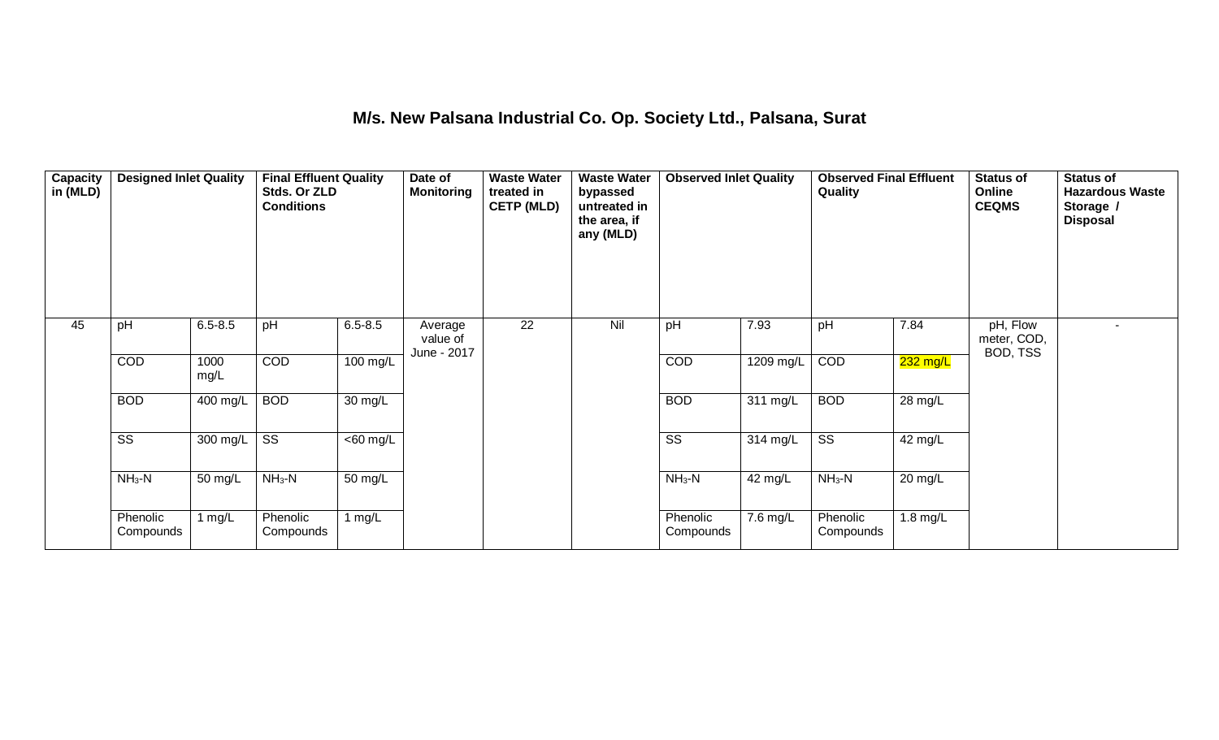## M/s. New Palsana Industrial Co. Op. Society Ltd., Palsana, Surat

| Capacity in (MLD) | Designed Inlet Quality | | Final Effluent Quality Stds. Or ZLD Conditions | | Date of Monitoring | Waste Water treated in CETP (MLD) | Waste Water bypassed untreated in the area, if any (MLD) | Observed Inlet Quality | | Observed Final Effluent Quality | | Status of Online CEQMS | Status of Hazardous Waste Storage / Disposal |
|---|---|---|---|---|---|---|---|---|---|---|---|---|---|
| 45 | pH | 6.5-8.5 | pH | 6.5-8.5 | Average value of June - 2017 | 22 | Nil | pH | 7.93 | pH | 7.84 | pH, Flow meter, COD, BOD, TSS | - |
| | COD | 1000 mg/L | COD | 100 mg/L | | | | COD | 1209 mg/L | COD | 232 mg/L | | |
| | BOD | 400 mg/L | BOD | 30 mg/L | | | | BOD | 311 mg/L | BOD | 28 mg/L | | |
| | SS | 300 mg/L | SS | <60 mg/L | | | | SS | 314 mg/L | SS | 42 mg/L | | |
| | $NH_3$-N | 50 mg/L | $NH_3$-N | 50 mg/L | | | | $NH_3$-N | 42 mg/L | $NH_3$-N | 20 mg/L | | |
| | Phenolic Compounds | 1 mg/L | Phenolic Compounds | 1 mg/L | | | | Phenolic Compounds | 7.6 mg/L | Phenolic Compounds | 1.8 mg/L | | |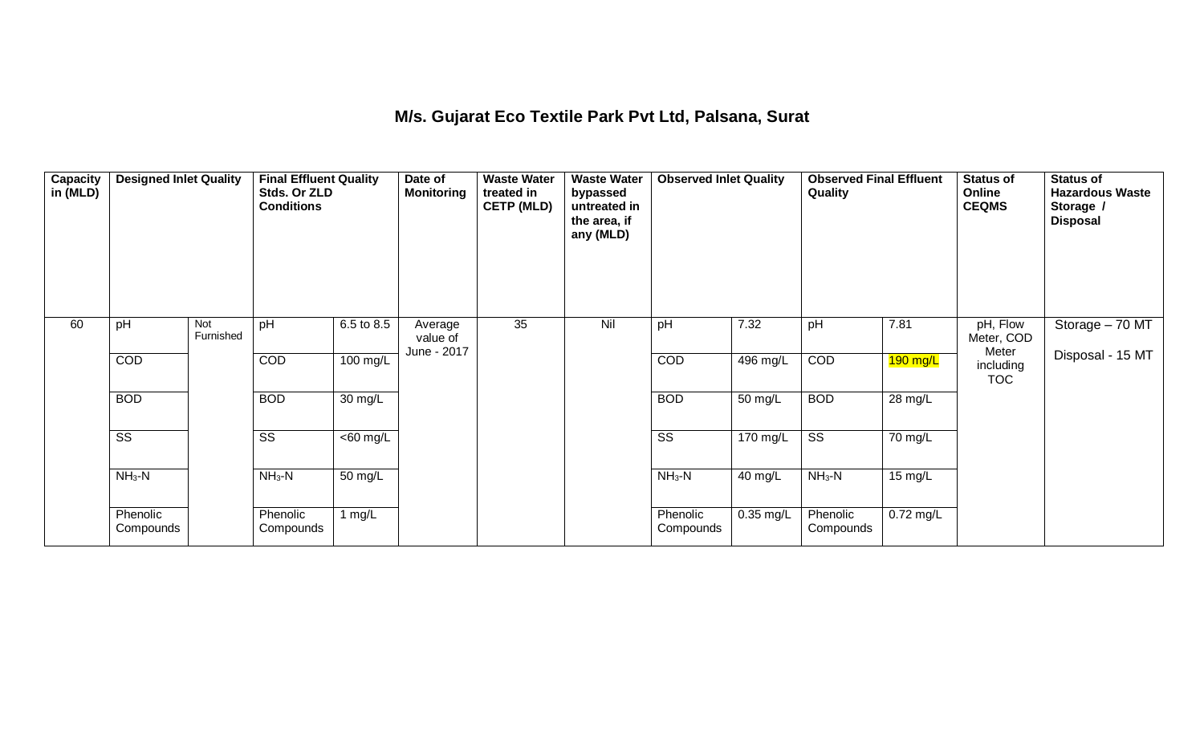## M/s. Gujarat Eco Textile Park Pvt Ltd, Palsana, Surat

| Capacity in (MLD) | Designed Inlet Quality | | Final Effluent Quality Stds. Or ZLD Conditions | | Date of Monitoring | Waste Water treated in CETP (MLD) | Waste Water bypassed untreated in the area, if any (MLD) | Observed Inlet Quality | | Observed Final Effluent Quality | | Status of Online CEQMS | Status of Hazardous Waste Storage / Disposal |
|---|---|---|---|---|---|---|---|---|---|---|---|---|---|
| 60 | pH | Not Furnished | pH | 6.5 to 8.5 | Average value of June - 2017 | 35 | Nil | pH | 7.32 | pH | 7.81 | pH, Flow Meter, COD Meter including TOC | Storage – 70 MT<br>Disposal - 15 MT |
| | COD | | COD | 100 mg/L | | | | COD | 496 mg/L | COD | 190 mg/L | | |
| | BOD | | BOD | 30 mg/L | | | | BOD | 50 mg/L | BOD | 28 mg/L | | |
| | SS | | SS | <60 mg/L | | | | SS | 170 mg/L | SS | 70 mg/L | | |
| | $NH_3$-N | | $NH_3$-N | 50 mg/L | | | | $NH_3$-N | 40 mg/L | $NH_3$-N | 15 mg/L | | |
| | Phenolic Compounds | | Phenolic Compounds | 1 mg/L | | | | Phenolic Compounds | 0.35 mg/L | Phenolic Compounds | 0.72 mg/L | | |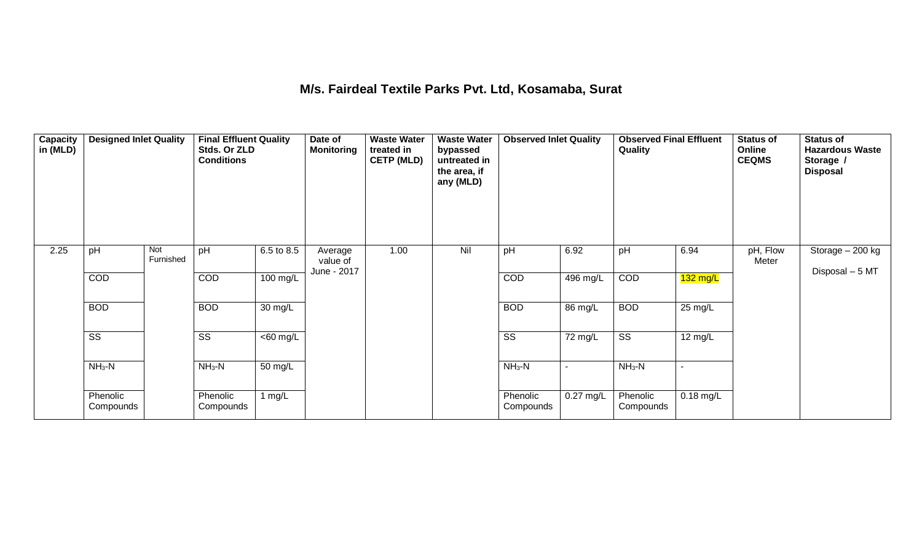## M/s. Fairdeal Textile Parks Pvt. Ltd, Kosamaba, Surat

| Capacity in (MLD) | Designed Inlet Quality | | Final Effluent Quality Stds. Or ZLD Conditions | | Date of Monitoring | Waste Water treated in CETP (MLD) | Waste Water bypassed untreated in the area, if any (MLD) | Observed Inlet Quality | | Observed Final Effluent Quality | | Status of Online CEQMS | Status of Hazardous Waste Storage / Disposal |
|---|---|---|---|---|---|---|---|---|---|---|---|---|---|
| 2.25 | pH | Not Furnished | pH | 6.5 to 8.5 | Average value of June - 2017 | 1.00 | Nil | pH | 6.92 | pH | 6.94 | pH, Flow Meter | Storage – 200 kg<br>Disposal – 5 MT |
| | COD | | COD | 100 mg/L | | | | COD | 496 mg/L | COD | 132 mg/L | | |
| | BOD | | BOD | 30 mg/L | | | | BOD | 86 mg/L | BOD | 25 mg/L | | |
| | SS | | SS | <60 mg/L | | | | SS | 72 mg/L | SS | 12 mg/L | | |
| | $NH_3$-N | | $NH_3$-N | 50 mg/L | | | | $NH_3$-N | - | $NH_3$-N | - | | |
| | Phenolic Compounds | | Phenolic Compounds | 1 mg/L | | | | Phenolic Compounds | 0.27 mg/L | Phenolic Compounds | 0.18 mg/L | | |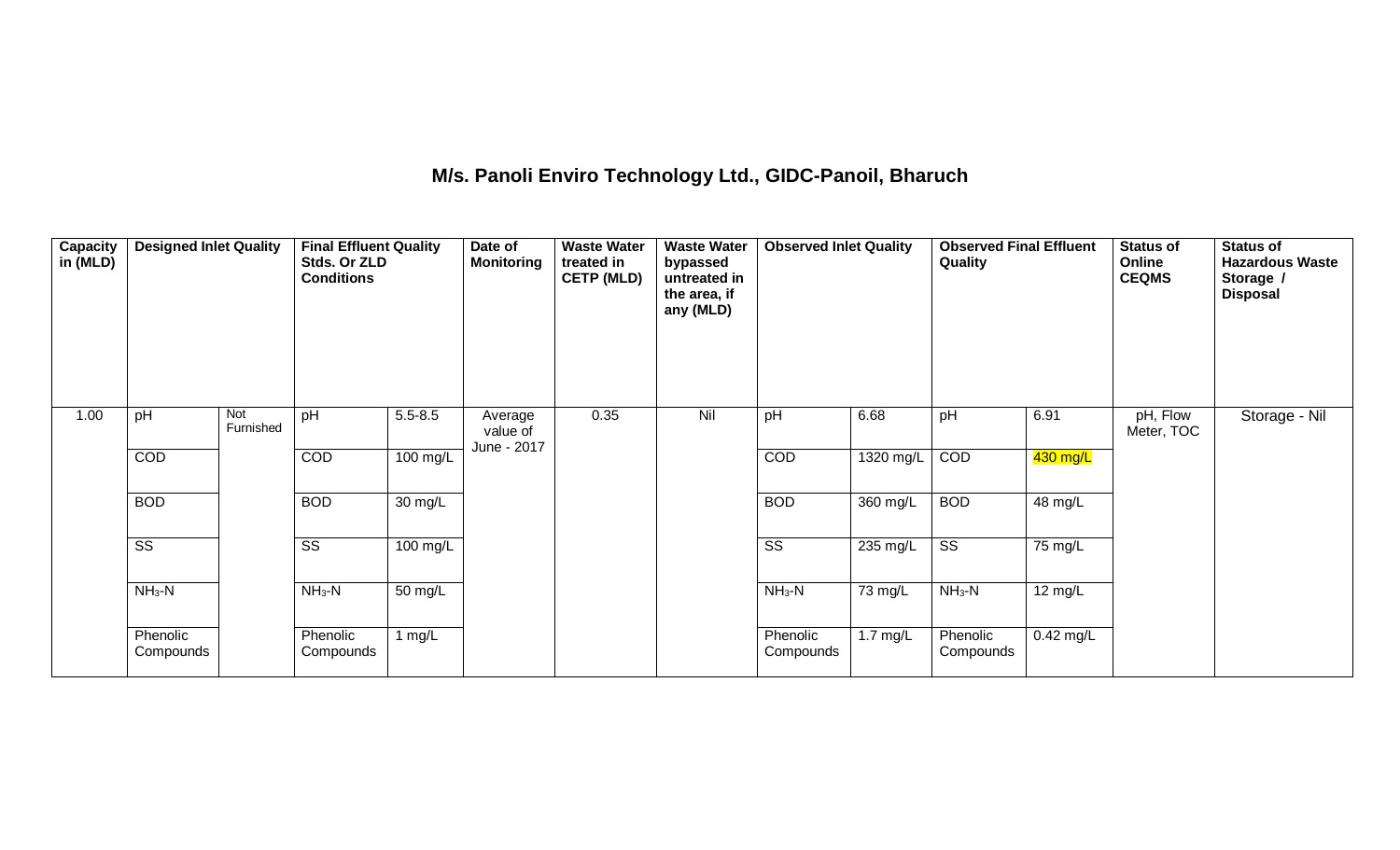## M/s. Panoli Enviro Technology Ltd., GIDC-Panoil, Bharuch

| Capacity in (MLD) | Designed Inlet Quality | | Final Effluent Quality Stds. Or ZLD Conditions | | Date of Monitoring | Waste Water treated in CETP (MLD) | Waste Water bypassed untreated in the area, if any (MLD) | Observed Inlet Quality | | Observed Final Effluent Quality | | Status of Online CEQMS | Status of Hazardous Waste Storage / Disposal |
|---|---|---|---|---|---|---|---|---|---|---|---|---|---|
| 1.00 | pH | Not Furnished | pH | 5.5-8.5 | Average value of June - 2017 | 0.35 | Nil | pH | 6.68 | pH | 6.91 | pH, Flow Meter, TOC | Storage - Nil |
| | COD | | COD | 100 mg/L | | | | COD | 1320 mg/L | COD | 430 mg/L | | |
| | BOD | | BOD | 30 mg/L | | | | BOD | 360 mg/L | BOD | 48 mg/L | | |
| | SS | | SS | 100 mg/L | | | | SS | 235 mg/L | SS | 75 mg/L | | |
| | $NH_3$-N | | $NH_3$-N | 50 mg/L | | | | $NH_3$-N | 73 mg/L | $NH_3$-N | 12 mg/L | | |
| | Phenolic Compounds | | Phenolic Compounds | 1 mg/L | | | | Phenolic Compounds | 1.7 mg/L | Phenolic Compounds | 0.42 mg/L | | |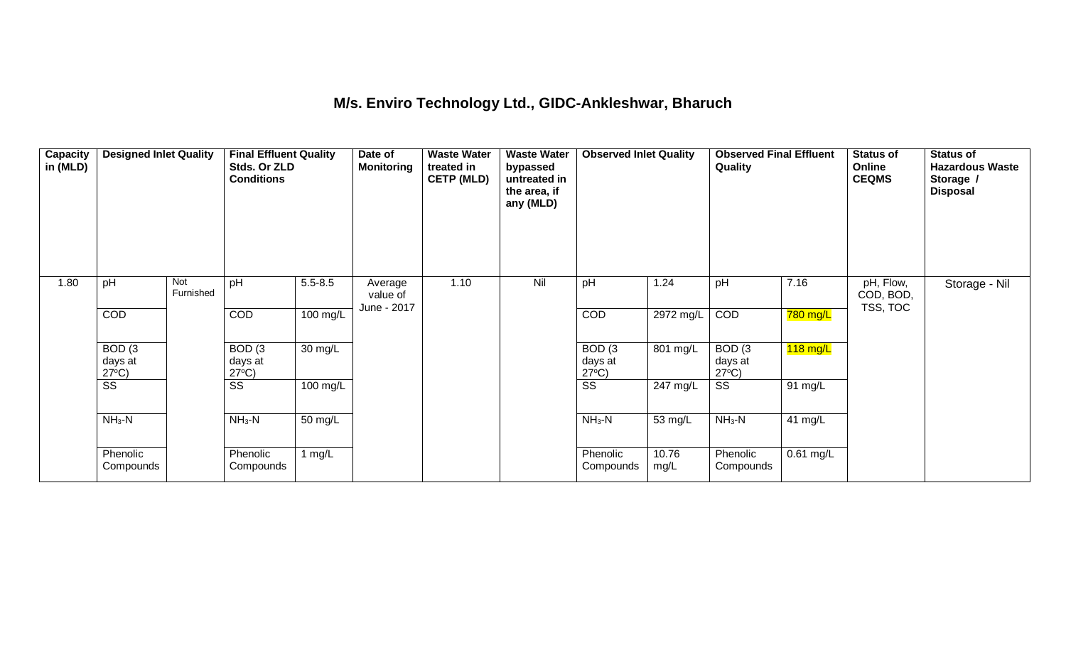## M/s. Enviro Technology Ltd., GIDC-Ankleshwar, Bharuch

| Capacity in (MLD) | Designed Inlet Quality | | Final Effluent Quality Stds. Or ZLD Conditions | | Date of Monitoring | Waste Water treated in CETP (MLD) | Waste Water bypassed untreated in the area, if any (MLD) | Observed Inlet Quality | | Observed Final Effluent Quality | | Status of Online CEQMS | Status of Hazardous Waste Storage / Disposal |
|---|---|---|---|---|---|---|---|---|---|---|---|---|---|
| 1.80 | pH | Not Furnished | pH | 5.5-8.5 | Average value of June - 2017 | 1.10 | Nil | pH | 1.24 | pH | 7.16 | pH, Flow, COD, BOD, TSS, TOC | Storage - Nil |
| | COD | | COD | 100 mg/L | | | | COD | 2972 mg/L | COD | 780 mg/L | | |
| | BOD (3 days at 27°C) | | BOD (3 days at 27°C) | 30 mg/L | | | | BOD (3 days at 27°C) | 801 mg/L | BOD (3 days at 27°C) | 118 mg/L | | |
| | SS | | SS | 100 mg/L | | | | SS | 247 mg/L | SS | 91 mg/L | | |
| | $NH_3$-N | | $NH_3$-N | 50 mg/L | | | | $NH_3$-N | 53 mg/L | $NH_3$-N | 41 mg/L | | |
| | Phenolic Compounds | | Phenolic Compounds | 1 mg/L | | | | Phenolic Compounds | 10.76 mg/L | Phenolic Compounds | 0.61 mg/L | | |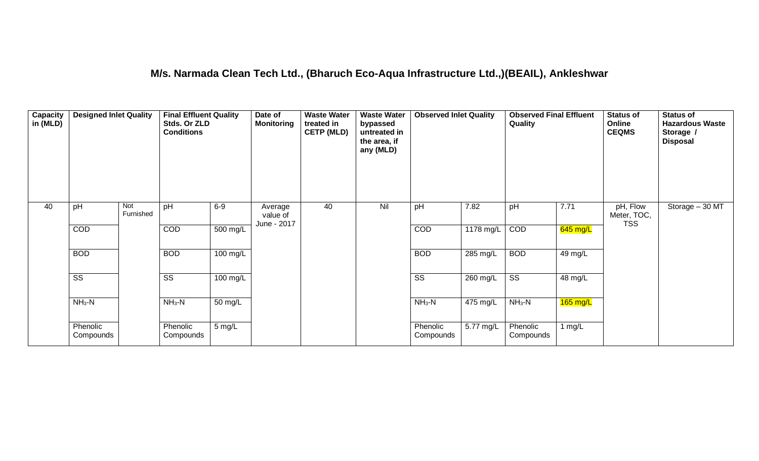## M/s. Narmada Clean Tech Ltd., (Bharuch Eco-Aqua Infrastructure Ltd.,)(BEAIL), Ankleshwar

| Capacity in (MLD) | Designed Inlet Quality | | Final Effluent Quality Stds. Or ZLD Conditions | | Date of Monitoring | Waste Water treated in CETP (MLD) | Waste Water bypassed untreated in the area, if any (MLD) | Observed Inlet Quality | | Observed Final Effluent Quality | | Status of Online CEQMS | Status of Hazardous Waste Storage / Disposal |
|---|---|---|---|---|---|---|---|---|---|---|---|---|---|
| 40 | pH | Not Furnished | pH | 6-9 | Average value of June - 2017 | 40 | Nil | pH | 7.82 | pH | 7.71 | pH, Flow Meter, TOC, TSS | Storage – 30 MT |
| | COD | | COD | 500 mg/L | | | | COD | 1178 mg/L | COD | 645 mg/L | | |
| | BOD | | BOD | 100 mg/L | | | | BOD | 285 mg/L | BOD | 49 mg/L | | |
| | SS | | SS | 100 mg/L | | | | SS | 260 mg/L | SS | 48 mg/L | | |
| | $NH_3$-N | | $NH_3$-N | 50 mg/L | | | | $NH_3$-N | 475 mg/L | $NH_3$-N | 165 mg/L | | |
| | Phenolic Compounds | | Phenolic Compounds | 5 mg/L | | | | Phenolic Compounds | 5.77 mg/L | Phenolic Compounds | 1 mg/L | | |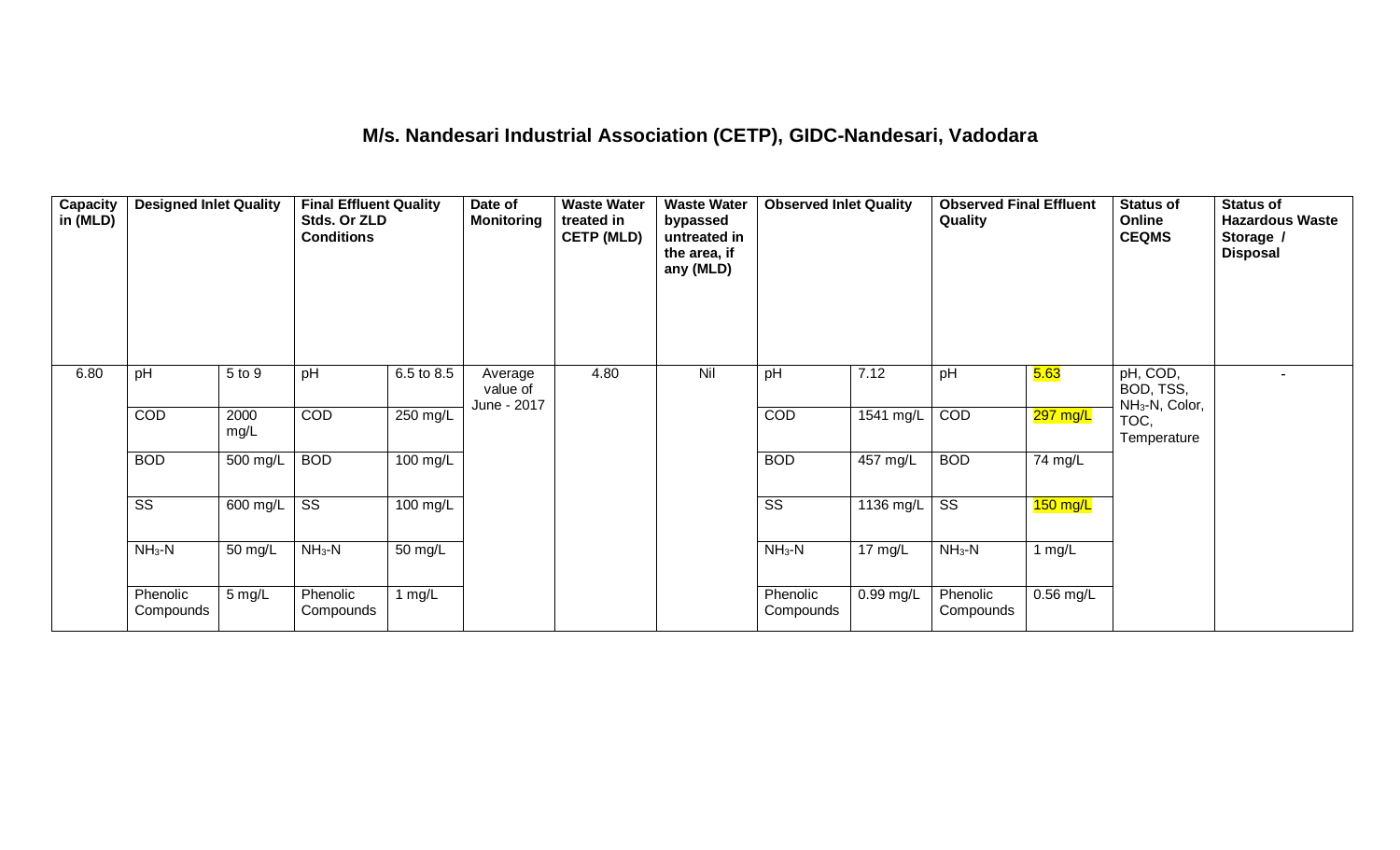# M/s. Nandesari Industrial Association (CETP), GIDC-Nandesari, Vadodara

| Capacity in (MLD) | Designed Inlet Quality | | Final Effluent Quality Stds. Or ZLD Conditions | | Date of Monitoring | Waste Water treated in CETP (MLD) | Waste Water bypassed untreated in the area, if any (MLD) | Observed Inlet Quality | | Observed Final Effluent Quality | | Status of Online CEQMS | Status of Hazardous Waste Storage / Disposal |
|---|---|---|---|---|---|---|---|---|---|---|---|---|---|
| 6.80 | pH | 5 to 9 | pH | 6.5 to 8.5 | Average value of June - 2017 | 4.80 | Nil | pH | 7.12 | pH | 5.63 | pH, COD, BOD, TSS, $NH_3$-N, Color, TOC, Temperature | - |
| | COD | 2000 mg/L | COD | 250 mg/L | | | | COD | 1541 mg/L | COD | 297 mg/L | | |
| | BOD | 500 mg/L | BOD | 100 mg/L | | | | BOD | 457 mg/L | BOD | 74 mg/L | | |
| | SS | 600 mg/L | SS | 100 mg/L | | | | SS | 1136 mg/L | SS | 150 mg/L | | |
| | $NH_3$-N | 50 mg/L | $NH_3$-N | 50 mg/L | | | | $NH_3$-N | 17 mg/L | $NH_3$-N | 1 mg/L | | |
| | Phenolic Compounds | 5 mg/L | Phenolic Compounds | 1 mg/L | | | | Phenolic Compounds | 0.99 mg/L | Phenolic Compounds | 0.56 mg/L | | |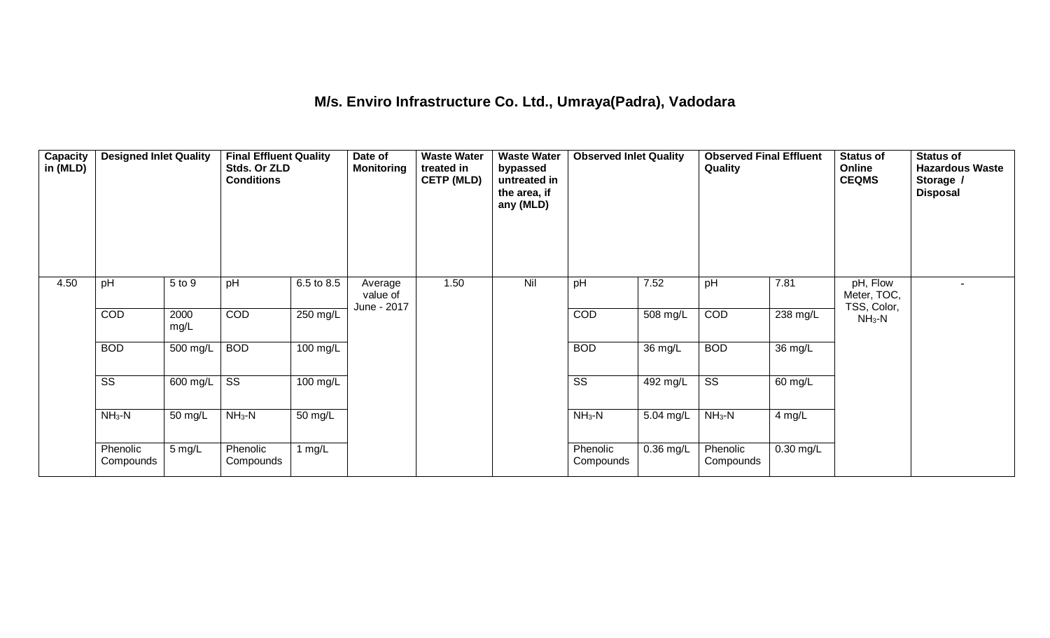## M/s. Enviro Infrastructure Co. Ltd., Umraya(Padra), Vodadara

| Capacity in (MLD) | Designed Inlet Quality | | Final Effluent Quality Stds. Or ZLD Conditions | | Date of Monitoring | Waste Water treated in CETP (MLD) | Waste Water bypassed untreated in the area, if any (MLD) | Observed Inlet Quality | | Observed Final Effluent Quality | | Status of Online CEQMS | Status of Hazardous Waste Storage / Disposal |
|---|---|---|---|---|---|---|---|---|---|---|---|---|---|
| 4.50 | pH | 5 to 9 | pH | 6.5 to 8.5 | Average value of June - 2017 | 1.50 | Nil | pH | 7.52 | pH | 7.81 | pH, Flow Meter, TOC, TSS, Color, $NH_3$-N | - |
| | COD | 2000 mg/L | COD | 250 mg/L | | | | COD | 508 mg/L | COD | 238 mg/L | | |
| | BOD | 500 mg/L | BOD | 100 mg/L | | | | BOD | 36 mg/L | BOD | 36 mg/L | | |
| | SS | 600 mg/L | SS | 100 mg/L | | | | SS | 492 mg/L | SS | 60 mg/L | | |
| | $NH_3$-N | 50 mg/L | $NH_3$-N | 50 mg/L | | | | $NH_3$-N | 5.04 mg/L | $NH_3$-N | 4 mg/L | | |
| | Phenolic Compounds | 5 mg/L | Phenolic Compounds | 1 mg/L | | | | Phenolic Compounds | 0.36 mg/L | Phenolic Compounds | 0.30 mg/L | | |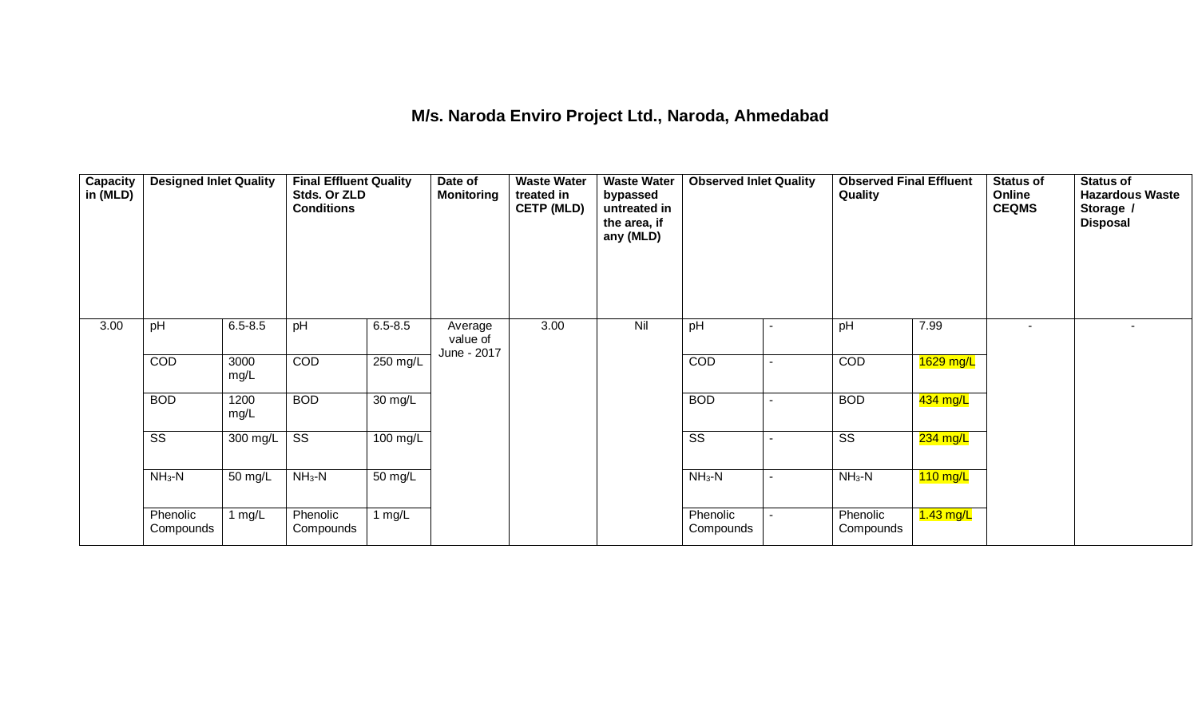## M/s. Naroda Enviro Project Ltd., Naroda, Ahmedabad

| Capacity in (MLD) | Designed Inlet Quality | | Final Effluent Quality Stds. Or ZLD Conditions | | Date of Monitoring | Waste Water treated in CETP (MLD) | Waste Water bypassed untreated in the area, if any (MLD) | Observed Inlet Quality | | Observed Final Effluent Quality | | Status of Online CEQMS | Status of Hazardous Waste Storage / Disposal |
|---|---|---|---|---|---|---|---|---|---|---|---|---|---|
| 3.00 | pH | 6.5-8.5 | pH | 6.5-8.5 | Average value of June - 2017 | 3.00 | Nil | pH | - | pH | 7.99 | - | - |
| | COD | 3000 mg/L | COD | 250 mg/L | | | | COD | - | COD | 1629 mg/L | | |
| | BOD | 1200 mg/L | BOD | 30 mg/L | | | | BOD | - | BOD | 434 mg/L | | |
| | SS | 300 mg/L | SS | 100 mg/L | | | | SS | - | SS | 234 mg/L | | |
| | $NH_3$-N | 50 mg/L | $NH_3$-N | 50 mg/L | | | | $NH_3$-N | - | $NH_3$-N | 110 mg/L | | |
| | Phenolic Compounds | 1 mg/L | Phenolic Compounds | 1 mg/L | | | | Phenolic Compounds | - | Phenolic Compounds | 1.43 mg/L | | |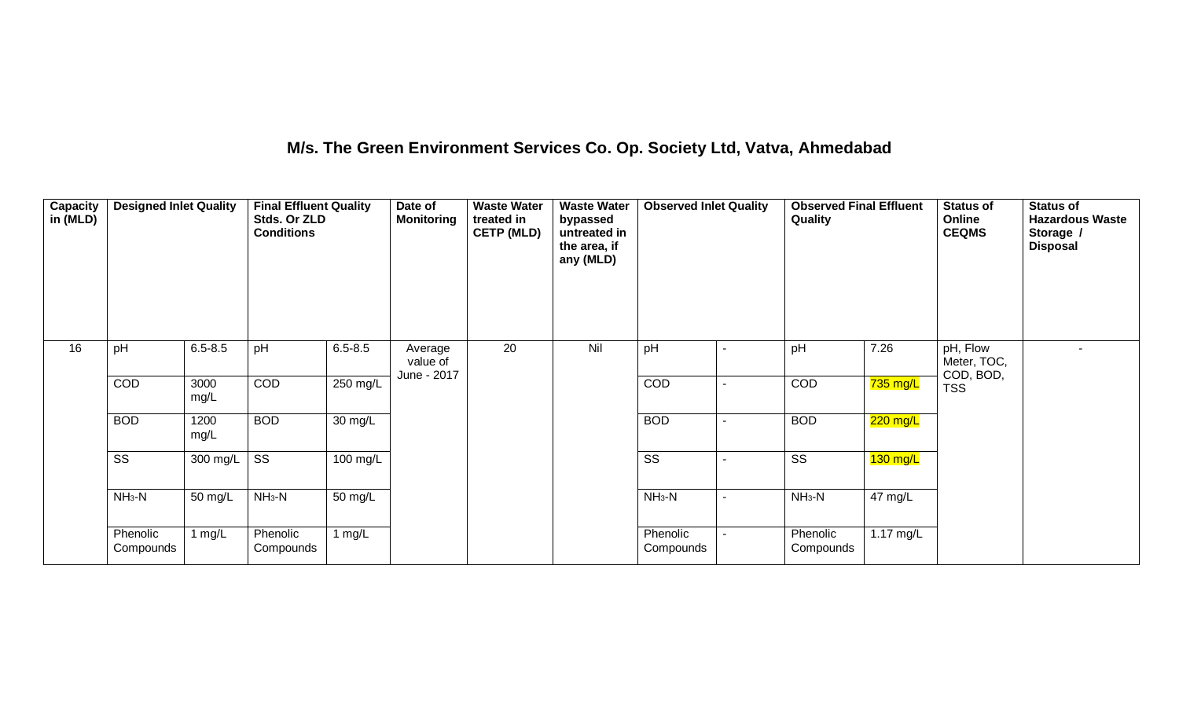## M/s. The Green Environment Services Co. Op. Society Ltd, Vatva, Ahmedabad

| Capacity in (MLD) | Designed Inlet Quality | | Final Effluent Quality Stds. Or ZLD Conditions | | Date of Monitoring | Waste Water treated in CETP (MLD) | Waste Water bypassed untreated in the area, if any (MLD) | Observed Inlet Quality | | Observed Final Effluent Quality | | Status of Online CEQMS | Status of Hazardous Waste Storage / Disposal |
|---|---|---|---|---|---|---|---|---|---|---|---|---|---|
| 16 | pH | 6.5-8.5 | pH | 6.5-8.5 | Average value of June - 2017 | 20 | Nil | pH | - | pH | 7.26 | pH, Flow Meter, TOC, COD, BOD, TSS | - |
| | COD | 3000 mg/L | COD | 250 mg/L | | | | COD | - | COD | 735 mg/L | | |
| | BOD | 1200 mg/L | BOD | 30 mg/L | | | | BOD | - | BOD | 220 mg/L | | |
| | SS | 300 mg/L | SS | 100 mg/L | | | | SS | - | SS | 130 mg/L | | |
| | $NH_3$-N | 50 mg/L | $NH_3$-N | 50 mg/L | | | | $NH_3$-N | - | $NH_3$-N | 47 mg/L | | |
| | Phenolic Compounds | 1 mg/L | Phenolic Compounds | 1 mg/L | | | | Phenolic Compounds | - | Phenolic Compounds | 1.17 mg/L | | |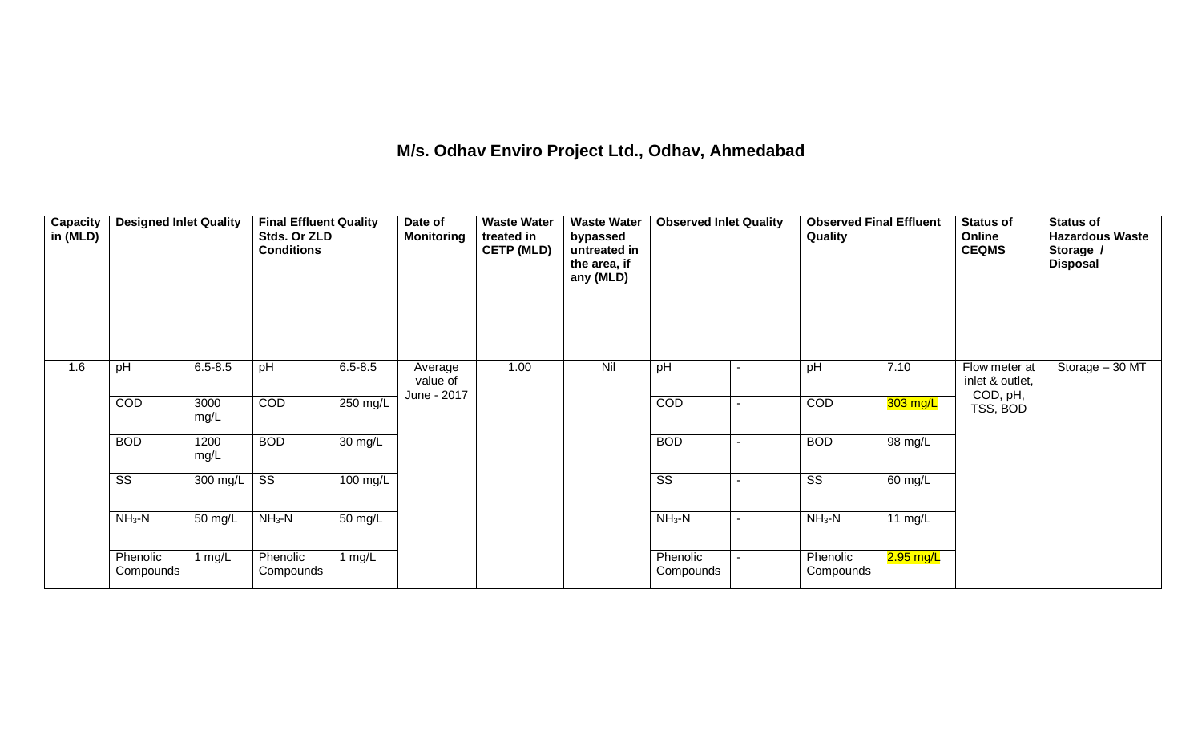## M/s. Odhav Enviro Project Ltd., Odhav, Ahmedabad

| Capacity in (MLD) | Designed Inlet Quality | | Final Effluent Quality Stds. Or ZLD Conditions | | Date of Monitoring | Waste Water treated in CETP (MLD) | Waste Water bypassed untreated in the area, if any (MLD) | Observed Inlet Quality | | Observed Final Effluent Quality | | Status of Online CEQMS | Status of Hazardous Waste Storage / Disposal |
|---|---|---|---|---|---|---|---|---|---|---|---|---|---|
| 1.6 | pH | 6.5-8.5 | pH | 6.5-8.5 | Average value of June - 2017 | 1.00 | Nil | pH | - | pH | 7.10 | Flow meter at inlet & outlet, COD, pH, TSS, BOD | Storage – 30 MT |
| | COD | 3000 mg/L | COD | 250 mg/L | | | | COD | - | COD | 303 mg/L | | |
| | BOD | 1200 mg/L | BOD | 30 mg/L | | | | BOD | - | BOD | 98 mg/L | | |
| | SS | 300 mg/L | SS | 100 mg/L | | | | SS | - | SS | 60 mg/L | | |
| | $NH_3$-N | 50 mg/L | $NH_3$-N | 50 mg/L | | | | $NH_3$-N | - | $NH_3$-N | 11 mg/L | | |
| | Phenolic Compounds | 1 mg/L | Phenolic Compounds | 1 mg/L | | | | Phenolic Compounds | - | Phenolic Compounds | 2.95 mg/L | | |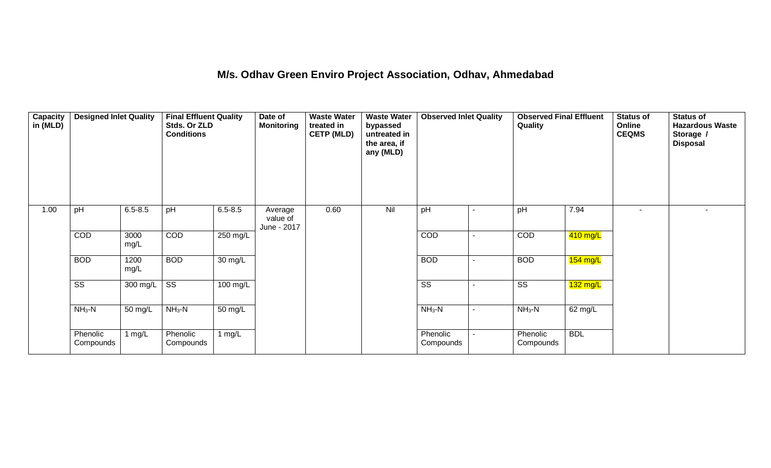# M/s. Odhav Green Enviro Project Association, Odhav, Ahmedabad

| Capacity in (MLD) | Designed Inlet Quality | | Final Effluent Quality Stds. Or ZLD Conditions | | Date of Monitoring | Waste Water treated in CETP (MLD) | Waste Water bypassed untreated in the area, if any (MLD) | Observed Inlet Quality | | Observed Final Effluent Quality | | Status of Online CEQMS | Status of Hazardous Waste Storage / Disposal |
|---|---|---|---|---|---|---|---|---|---|---|---|---|---|
| 1.00 | pH | 6.5-8.5 | pH | 6.5-8.5 | Average value of June - 2017 | 0.60 | Nil | pH | - | pH | 7.94 | - | - |
| | COD | 3000 mg/L | COD | 250 mg/L | | | | COD | - | COD | 410 mg/L | | |
| | BOD | 1200 mg/L | BOD | 30 mg/L | | | | BOD | - | BOD | 154 mg/L | | |
| | SS | 300 mg/L | SS | 100 mg/L | | | | SS | - | SS | 132 mg/L | | |
| | $NH_3$-N | 50 mg/L | $NH_3$-N | 50 mg/L | | | | $NH_3$-N | - | $NH_3$-N | 62 mg/L | | |
| | Phenolic Compounds | 1 mg/L | Phenolic Compounds | 1 mg/L | | | | Phenolic Compounds | - | Phenolic Compounds | BDL | | |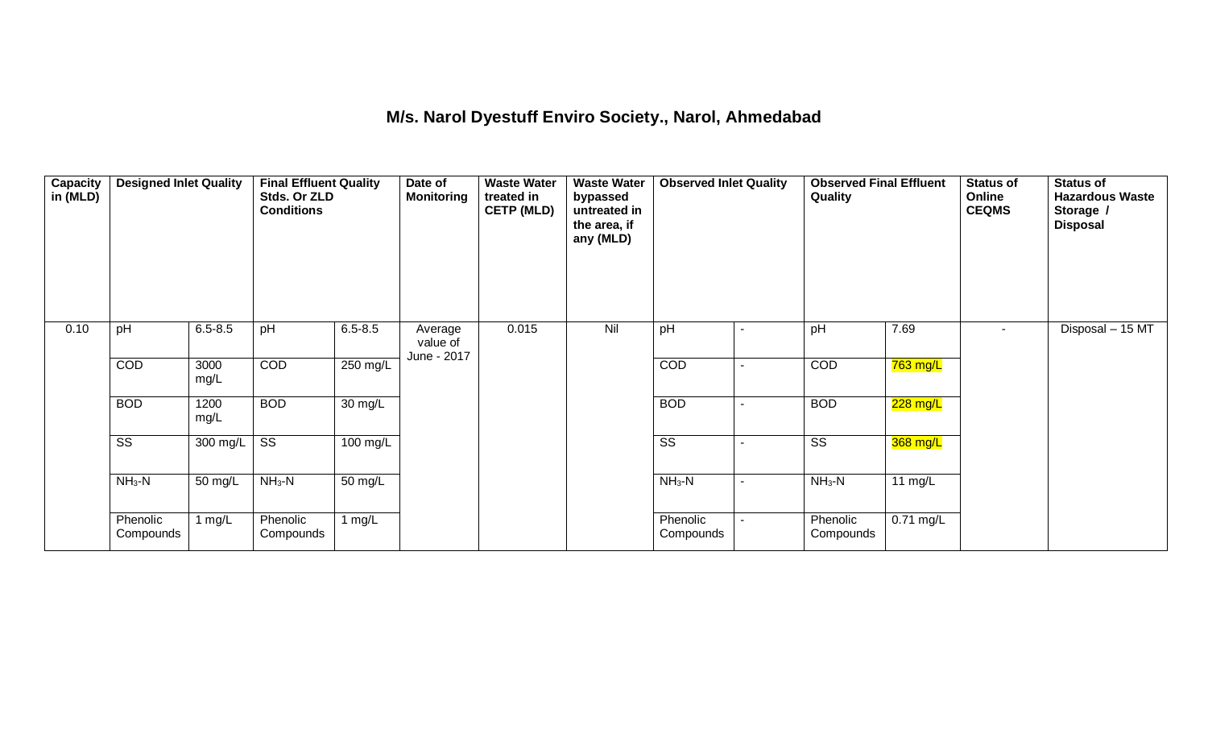# M/s. Narol Dyestuff Enviro Society., Narol, Ahmedabad

| Capacity in (MLD) | Designed Inlet Quality | | Final Effluent Quality Stds. Or ZLD Conditions | | Date of Monitoring | Waste Water treated in CETP (MLD) | Waste Water bypassed untreated in the area, if any (MLD) | Observed Inlet Quality | | Observed Final Effluent Quality | | Status of Online CEQMS | Status of Hazardous Waste Storage / Disposal |
|---|---|---|---|---|---|---|---|---|---|---|---|---|---|
| 0.10 | pH | 6.5-8.5 | pH | 6.5-8.5 | Average value of June - 2017 | 0.015 | Nil | pH | - | pH | 7.69 | - | Disposal – 15 MT |
| | COD | 3000 mg/L | COD | 250 mg/L | | | | COD | - | COD | 763 mg/L | | |
| | BOD | 1200 mg/L | BOD | 30 mg/L | | | | BOD | - | BOD | 228 mg/L | | |
| | SS | 300 mg/L | SS | 100 mg/L | | | | SS | - | SS | 368 mg/L | | |
| | $NH_3$-N | 50 mg/L | $NH_3$-N | 50 mg/L | | | | $NH_3$-N | - | $NH_3$-N | 11 mg/L | | |
| | Phenolic Compounds | 1 mg/L | Phenolic Compounds | 1 mg/L | | | | Phenolic Compounds | - | Phenolic Compounds | 0.71 mg/L | | |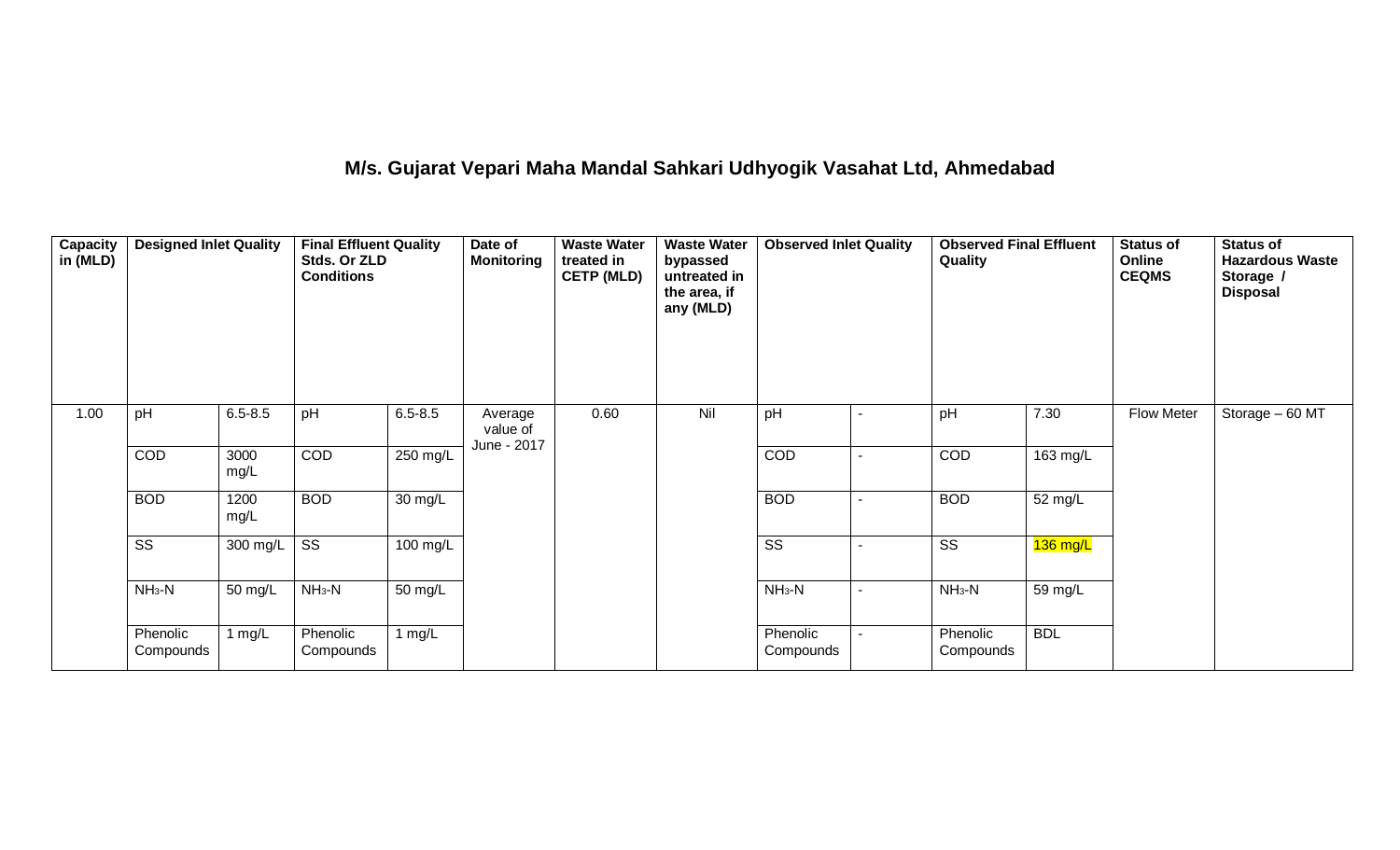## M/s. Gujarat Vepari Maha Mandal Sahkari Udhyogik Vasahat Ltd, Ahmedabad

| Capacity in (MLD) | Designed Inlet Quality | | Final Effluent Quality Stds. Or ZLD Conditions | | Date of Monitoring | Waste Water treated in CETP (MLD) | Waste Water bypassed untreated in the area, if any (MLD) | Observed Inlet Quality | | Observed Final Effluent Quality | | Status of Online CEQMS | Status of Hazardous Waste Storage / Disposal |
|---|---|---|---|---|---|---|---|---|---|---|---|---|---|
| 1.00 | pH | 6.5-8.5 | pH | 6.5-8.5 | Average value of June - 2017 | 0.60 | Nil | pH | - | pH | 7.30 | Flow Meter | Storage – 60 MT |
| | COD | 3000 mg/L | COD | 250 mg/L | | | | COD | - | COD | 163 mg/L | | |
| | BOD | 1200 mg/L | BOD | 30 mg/L | | | | BOD | - | BOD | 52 mg/L | | |
| | SS | 300 mg/L | SS | 100 mg/L | | | | SS | - | SS | 136 mg/L | | |
| | $NH_3$-N | 50 mg/L | $NH_3$-N | 50 mg/L | | | | $NH_3$-N | - | $NH_3$-N | 59 mg/L | | |
| | Phenolic Compounds | 1 mg/L | Phenolic Compounds | 1 mg/L | | | | Phenolic Compounds | - | Phenolic Compounds | BDL | | |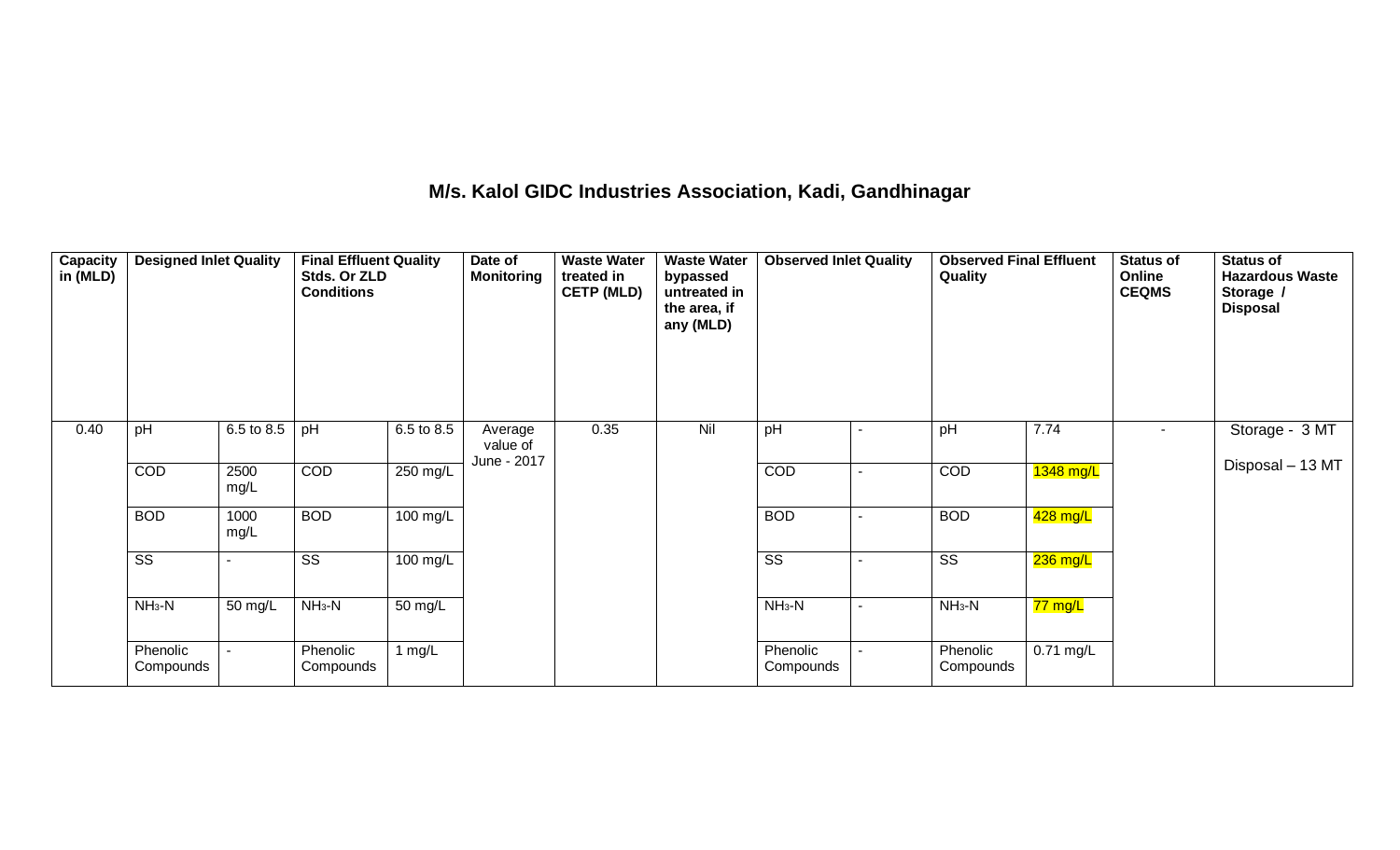## M/s. Kalol GIDC Industries Association, Kadi, Gandhinagar

| Capacity in (MLD) | Designed Inlet Quality | | Final Effluent Quality Stds. Or ZLD Conditions | | Date of Monitoring | Waste Water treated in CETP (MLD) | Waste Water bypassed untreated in the area, if any (MLD) | Observed Inlet Quality | | Observed Final Effluent Quality | | Status of Online CEQMS | Status of Hazardous Waste Storage / Disposal |
|---|---|---|---|---|---|---|---|---|---|---|---|---|---|
| 0.40 | pH | 6.5 to 8.5 | pH | 6.5 to 8.5 | Average value of June - 2017 | 0.35 | Nil | pH | - | pH | 7.74 | - | Storage - 3 MT<br>Disposal – 13 MT |
| | COD | 2500 mg/L | COD | 250 mg/L | | | | COD | - | COD | 1348 mg/L | | |
| | BOD | 1000 mg/L | BOD | 100 mg/L | | | | BOD | - | BOD | 428 mg/L | | |
| | SS | - | SS | 100 mg/L | | | | SS | - | SS | 236 mg/L | | |
| | $NH_3$-N | 50 mg/L | $NH_3$-N | 50 mg/L | | | | $NH_3$-N | - | $NH_3$-N | 77 mg/L | | |
| | Phenolic Compounds | - | Phenolic Compounds | 1 mg/L | | | | Phenolic Compounds | - | Phenolic Compounds | 0.71 mg/L | | |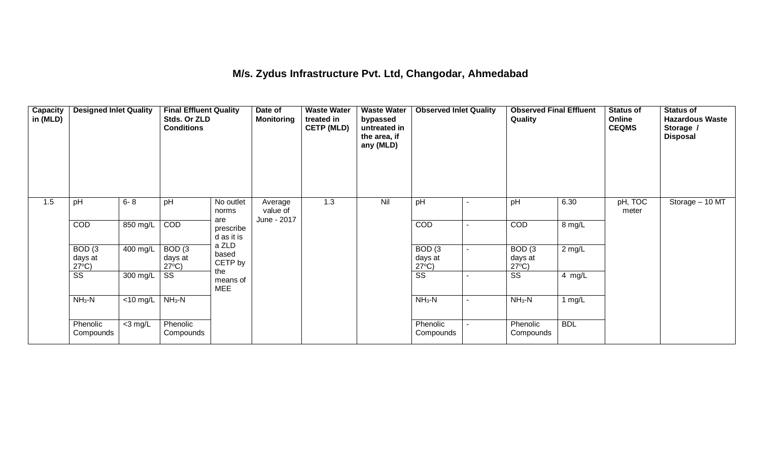## M/s. Zydus Infrastructure Pvt. Ltd, Changodar, Ahmedabad

| Capacity in (MLD) | Designed Inlet Quality | | Final Effluent Quality Stds. Or ZLD Conditions | | Date of Monitoring | Waste Water treated in CETP (MLD) | Waste Water bypassed untreated in the area, if any (MLD) | Observed Inlet Quality | | Observed Final Effluent Quality | | Status of Online CEQMS | Status of Hazardous Waste Storage / Disposal |
|---|---|---|---|---|---|---|---|---|---|---|---|---|---|
| 1.5 | pH | 6- 8 | pH | No outlet norms are prescribed as it is a ZLD based CETP by the means of MEE | Average value of June - 2017 | 1.3 | Nil | pH | - | pH | 6.30 | pH, TOC meter | Storage – 10 MT |
| | COD | 850 mg/L | COD | | | | | COD | - | COD | 8 mg/L | | |
| | BOD (3 days at 27$^o$C) | 400 mg/L | BOD (3 days at 27$^o$C) | | | | | BOD (3 days at 27$^o$C) | - | BOD (3 days at 27$^o$C) | 2 mg/L | | |
| | SS | 300 mg/L | SS | | | | | SS | - | SS | 4 mg/L | | |
| | $NH_3$-N | <10 mg/L | $NH_3$-N | | | | | $NH_3$-N | - | $NH_3$-N | 1 mg/L | | |
| | Phenolic Compounds | <3 mg/L | Phenolic Compounds | | | | | Phenolic Compounds | - | Phenolic Compounds | BDL | | |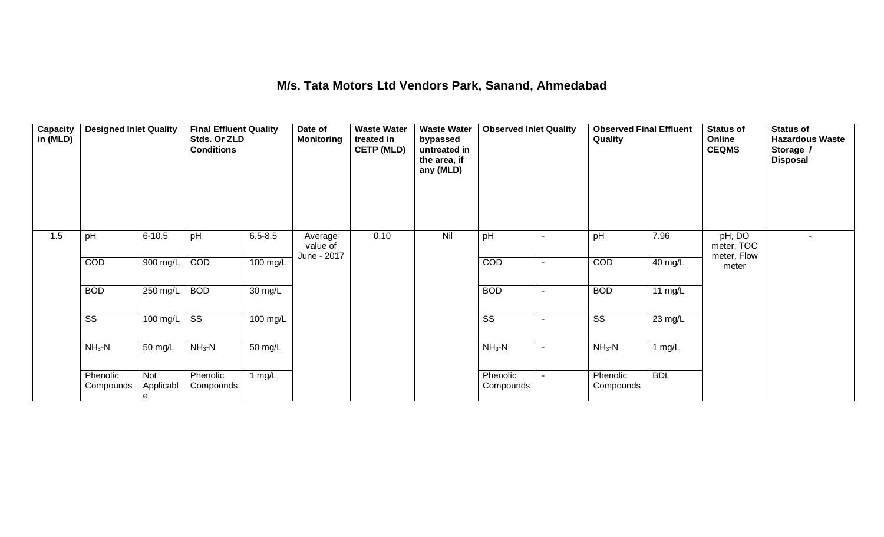# M/s. Tata Motors Ltd Vendors Park, Sanand, Ahmedabad

| Capacity in (MLD) | Designed Inlet Quality | | Final Effluent Quality Stds. Or ZLD Conditions | | Date of Monitoring | Waste Water treated in CETP (MLD) | Waste Water bypassed untreated in the area, if any (MLD) | Observed Inlet Quality | | Observed Final Effluent Quality | | Status of Online CEQMS | Status of Hazardous Waste Storage / Disposal |
|---|---|---|---|---|---|---|---|---|---|---|---|---|---|
| 1.5 | pH | 6-10.5 | pH | 6.5-8.5 | Average value of June - 2017 | 0.10 | Nil | pH | - | pH | 7.96 | pH, DO meter, TOC meter, Flow meter | - |
| | COD | 900 mg/L | COD | 100 mg/L | | | | COD | - | COD | 40 mg/L | | |
| | BOD | 250 mg/L | BOD | 30 mg/L | | | | BOD | - | BOD | 11 mg/L | | |
| | SS | 100 mg/L | SS | 100 mg/L | | | | SS | - | SS | 23 mg/L | | |
| | $NH_3$-N | 50 mg/L | $NH_3$-N | 50 mg/L | | | | $NH_3$-N | - | $NH_3$-N | 1 mg/L | | |
| | Phenolic Compounds | Not Applicable | Phenolic Compounds | 1 mg/L | | | | Phenolic Compounds | - | Phenolic Compounds | BDL | | |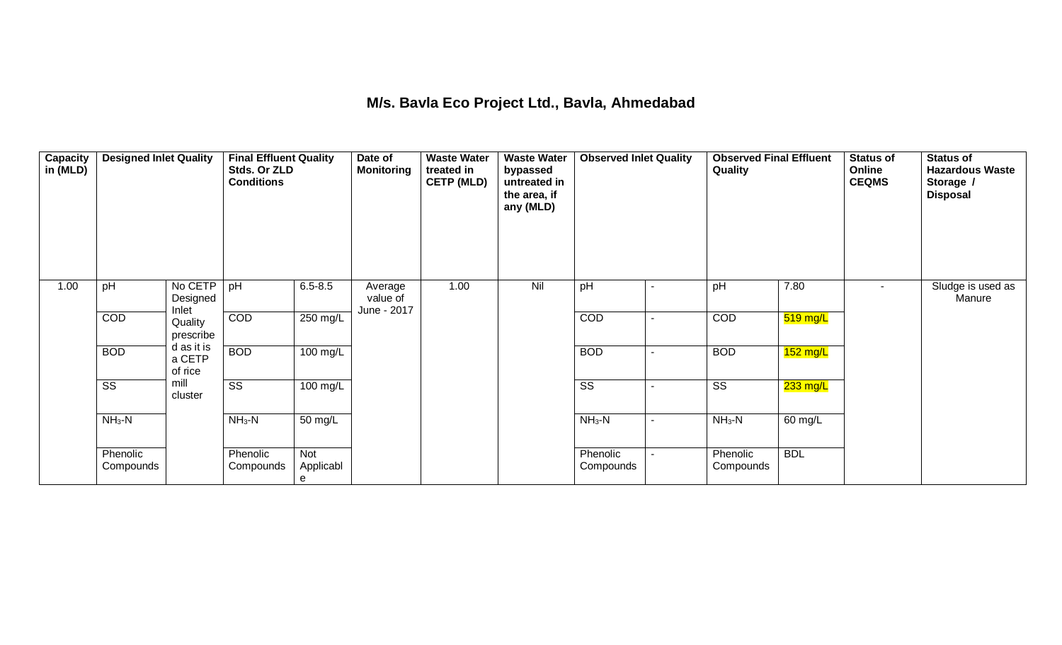## M/s. Bavla Eco Project Ltd., Bavla, Ahmedabad

| Capacity in (MLD) | Designed Inlet Quality | | Final Effluent Quality Stds. Or ZLD Conditions | | Date of Monitoring | Waste Water treated in CETP (MLD) | Waste Water bypassed untreated in the area, if any (MLD) | Observed Inlet Quality | | Observed Final Effluent Quality | | Status of Online CEQMS | Status of Hazardous Waste Storage / Disposal |
|---|---|---|---|---|---|---|---|---|---|---|---|---|---|
| 1.00 | pH | No CETP Designed Inlet Quality prescribed as it is a CETP of rice mill cluster | pH | 6.5-8.5 | Average value of June - 2017 | 1.00 | Nil | pH | - | pH | 7.80 | - | Sludge is used as Manure |
| | COD | | COD | 250 mg/L | | | | COD | - | COD | 519 mg/L | | |
| | BOD | | BOD | 100 mg/L | | | | BOD | - | BOD | 152 mg/L | | |
| | SS | | SS | 100 mg/L | | | | SS | - | SS | 233 mg/L | | |
| | $NH_3$-N | | $NH_3$-N | 50 mg/L | | | | $NH_3$-N | - | $NH_3$-N | 60 mg/L | | |
| | Phenolic Compounds | | Phenolic Compounds | Not Applicable | | | | Phenolic Compounds | - | Phenolic Compounds | BDL | | |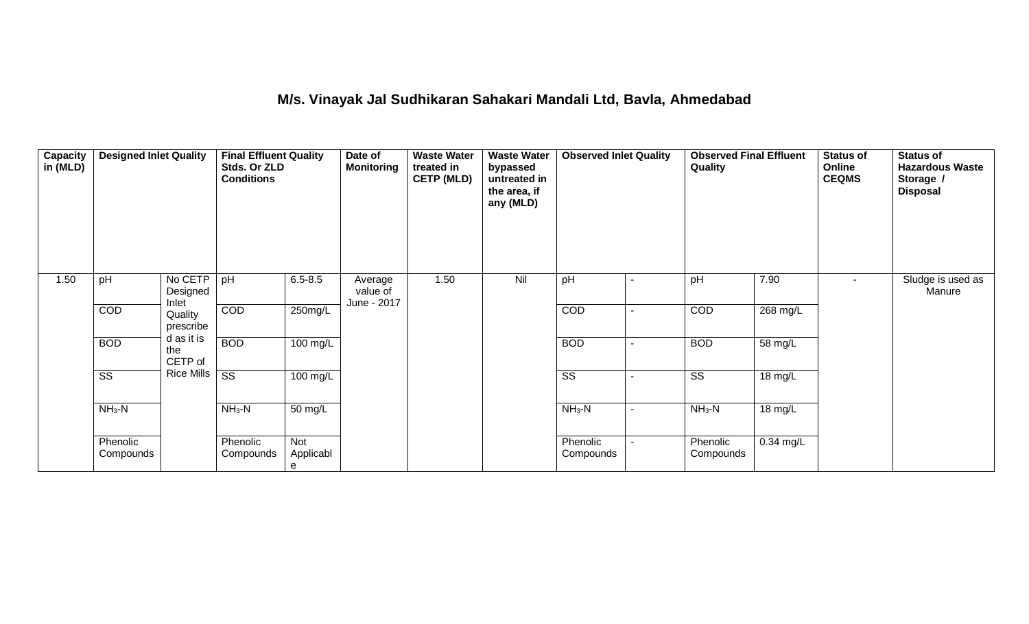## M/s. Vinayak Jal Sudhikaran Sahakari Mandali Ltd, Bavla, Ahmedabad

| Capacity in (MLD) | Designed Inlet Quality | | Final Effluent Quality Stds. Or ZLD Conditions | | Date of Monitoring | Waste Water treated in CETP (MLD) | Waste Water bypassed untreated in the area, if any (MLD) | Observed Inlet Quality | | Observed Final Effluent Quality | | Status of Online CEQMS | Status of Hazardous Waste Storage / Disposal |
|---|---|---|---|---|---|---|---|---|---|---|---|---|---|
| 1.50 | pH | No CETP Designed Inlet Quality prescribed as it is the CETP of Rice Mills | pH | 6.5-8.5 | Average value of June - 2017 | 1.50 | Nil | pH | - | pH | 7.90 | - | Sludge is used as Manure |
| | COD | | COD | 250mg/L | | | | COD | - | COD | 268 mg/L | | |
| | BOD | | BOD | 100 mg/L | | | | BOD | - | BOD | 58 mg/L | | |
| | SS | | SS | 100 mg/L | | | | SS | - | SS | 18 mg/L | | |
| | $NH_3$-N | | $NH_3$-N | 50 mg/L | | | | $NH_3$-N | - | $NH_3$-N | 18 mg/L | | |
| | Phenolic Compounds | | Phenolic Compounds | Not Applicable | | | | Phenolic Compounds | - | Phenolic Compounds | 0.34 mg/L | | |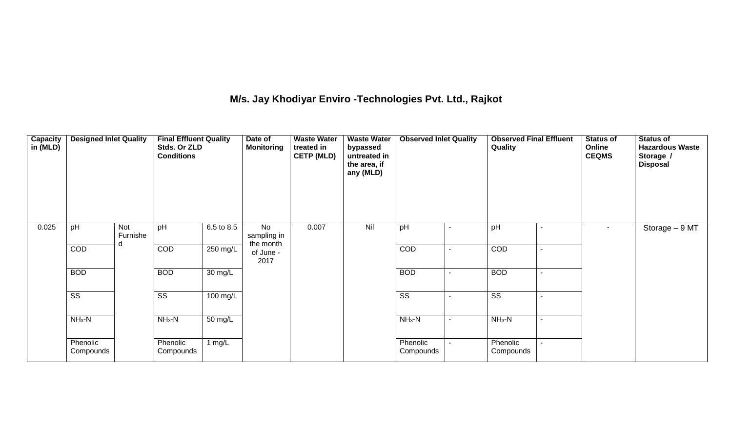### M/s. Jay Khodiyar Enviro -Technologies Pvt. Ltd., Rajkot

| Capacity in (MLD) | Designed Inlet Quality | | Final Effluent Quality Stds. Or ZLD Conditions | | Date of Monitoring | Waste Water treated in CETP (MLD) | Waste Water bypassed untreated in the area, if any (MLD) | Observed Inlet Quality | | Observed Final Effluent Quality | | Status of Online CEQMS | Status of Hazardous Waste Storage / Disposal |
|---|---|---|---|---|---|---|---|---|---|---|---|---|---|
| 0.025 | pH | Not Furnished | pH | 6.5 to 8.5 | No sampling in the month of June - 2017 | 0.007 | Nil | pH | - | pH | - | - | Storage – 9 MT |
| | COD | | COD | 250 mg/L | | | | COD | - | COD | - | | |
| | BOD | | BOD | 30 mg/L | | | | BOD | - | BOD | - | | |
| | SS | | SS | 100 mg/L | | | | SS | - | SS | - | | |
| | $NH_3$-N | | $NH_3$-N | 50 mg/L | | | | $NH_3$-N | - | $NH_3$-N | - | | |
| | Phenolic Compounds | | Phenolic Compounds | 1 mg/L | | | | Phenolic Compounds | - | Phenolic Compounds | - | | |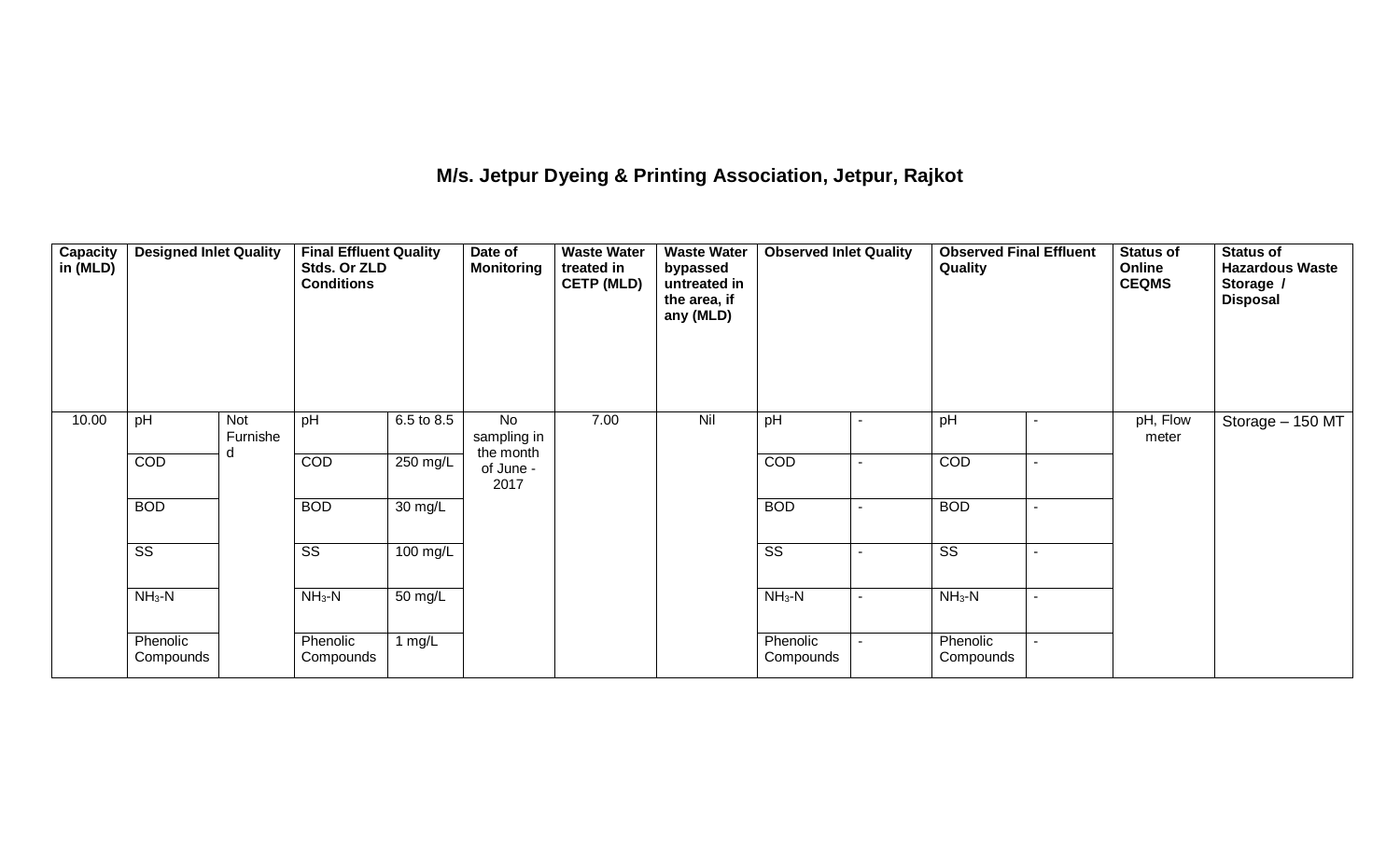## M/s. Jetpur Dyeing & Printing Association, Jetpur, Rajkot

| Capacity in (MLD) | Designed Inlet Quality | | Final Effluent Quality Stds. Or ZLD Conditions | | Date of Monitoring | Waste Water treated in CETP (MLD) | Waste Water bypassed untreated in the area, if any (MLD) | Observed Inlet Quality | | Observed Final Effluent Quality | | Status of Online CEQMS | Status of Hazardous Waste Storage / Disposal |
|---|---|---|---|---|---|---|---|---|---|---|---|---|---|
| 10.00 | pH | Not Furnished | pH | 6.5 to 8.5 | No sampling in the month of June - 2017 | 7.00 | Nil | pH | - | pH | - | pH, Flow meter | Storage – 150 MT |
| | COD | | COD | 250 mg/L | | | | COD | - | COD | - | | |
| | BOD | | BOD | 30 mg/L | | | | BOD | - | BOD | - | | |
| | SS | | SS | 100 mg/L | | | | SS | - | SS | - | | |
| | $NH_3$-N | | $NH_3$-N | 50 mg/L | | | | $NH_3$-N | - | $NH_3$-N | - | | |
| | Phenolic Compounds | | Phenolic Compounds | 1 mg/L | | | | Phenolic Compounds | - | Phenolic Compounds | - | | |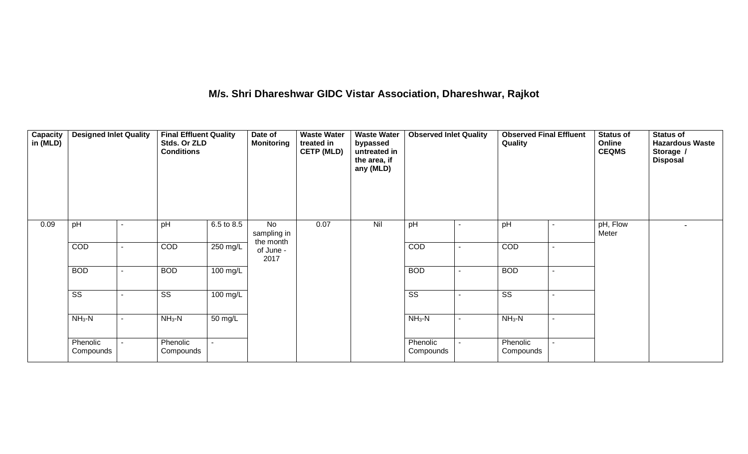## M/s. Shri Dhareshwar GIDC Vistar Association, Dhareshwar, Rajkot

| Capacity in (MLD) | Designed Inlet Quality | | Final Effluent Quality Stds. Or ZLD Conditions | | Date of Monitoring | Waste Water treated in CETP (MLD) | Waste Water bypassed untreated in the area, if any (MLD) | Observed Inlet Quality | | Observed Final Effluent Quality | | Status of Online CEQMS | Status of Hazardous Waste Storage / Disposal |
|---|---|---|---|---|---|---|---|---|---|---|---|---|---|
| 0.09 | pH | - | pH | 6.5 to 8.5 | No sampling in the month of June - 2017 | 0.07 | Nil | pH | - | pH | - | pH, Flow Meter | - |
| | COD | - | COD | 250 mg/L | | | | COD | - | COD | - | | |
| | BOD | - | BOD | 100 mg/L | | | | BOD | - | BOD | - | | |
| | SS | - | SS | 100 mg/L | | | | SS | - | SS | - | | |
| | $NH_3$-N | - | $NH_3$-N | 50 mg/L | | | | $NH_3$-N | - | $NH_3$-N | - | | |
| | Phenolic Compounds | - | Phenolic Compounds | - | | | | Phenolic Compounds | - | Phenolic Compounds | - | | |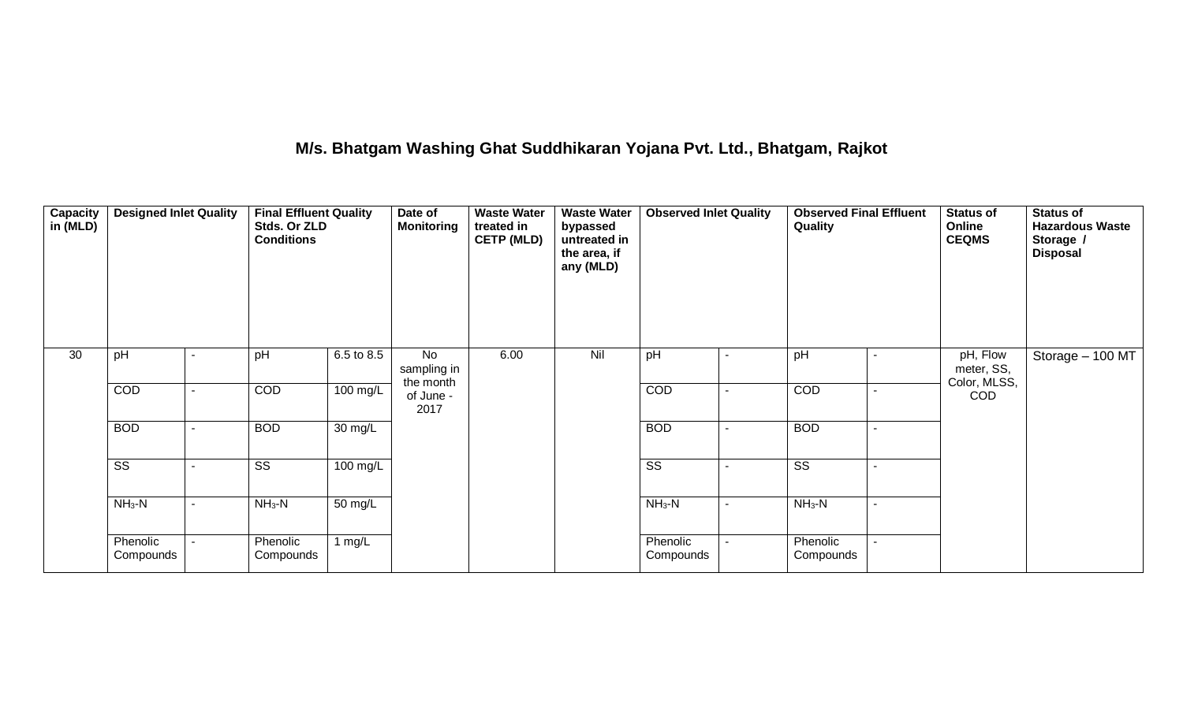# M/s. Bhatgam Washing Ghat Suddhikaran Yojana Pvt. Ltd., Bhatgam, Rajkot

| Capacity in (MLD) | Designed Inlet Quality | | Final Effluent Quality Stds. Or ZLD Conditions | | Date of Monitoring | Waste Water treated in CETP (MLD) | Waste Water bypassed untreated in the area, if any (MLD) | Observed Inlet Quality | | Observed Final Effluent Quality | | Status of Online CEQMS | Status of Hazardous Waste Storage / Disposal |
|---|---|---|---|---|---|---|---|---|---|---|---|---|---|
| 30 | pH | - | pH | 6.5 to 8.5 | No sampling in the month of June - 2017 | 6.00 | Nil | pH | - | pH | - | pH, Flow meter, SS, Color, MLSS, COD | Storage – 100 MT |
| | COD | - | COD | 100 mg/L | | | | COD | - | COD | - | | |
| | BOD | - | BOD | 30 mg/L | | | | BOD | - | BOD | - | | |
| | SS | - | SS | 100 mg/L | | | | SS | - | SS | - | | |
| | $NH_3$-N | - | $NH_3$-N | 50 mg/L | | | | $NH_3$-N | - | $NH_3$-N | - | | |
| | Phenolic Compounds | - | Phenolic Compounds | 1 mg/L | | | | Phenolic Compounds | - | Phenolic Compounds | - | | |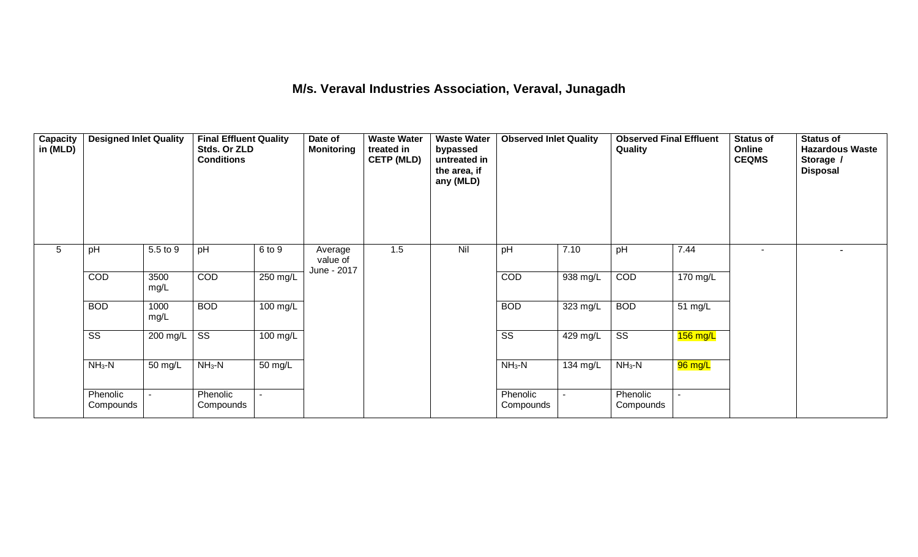## M/s. Veraval Industries Association, Veraval, Junagadh

| Capacity in (MLD) | Designed Inlet Quality | | Final Effluent Quality Stds. Or ZLD Conditions | | Date of Monitoring | Waste Water treated in CETP (MLD) | Waste Water bypassed untreated in the area, if any (MLD) | Observed Inlet Quality | | Observed Final Effluent Quality | | Status of Online CEQMS | Status of Hazardous Waste Storage / Disposal |
|---|---|---|---|---|---|---|---|---|---|---|---|---|---|
| 5 | pH | 5.5 to 9 | pH | 6 to 9 | Average value of June - 2017 | 1.5 | Nil | pH | 7.10 | pH | 7.44 | - | - |
| | COD | 3500 mg/L | COD | 250 mg/L | | | | COD | 938 mg/L | COD | 170 mg/L | | |
| | BOD | 1000 mg/L | BOD | 100 mg/L | | | | BOD | 323 mg/L | BOD | 51 mg/L | | |
| | SS | 200 mg/L | SS | 100 mg/L | | | | SS | 429 mg/L | SS | 156 mg/L | | |
| | $NH_3$-N | 50 mg/L | $NH_3$-N | 50 mg/L | | | | $NH_3$-N | 134 mg/L | $NH_3$-N | 96 mg/L | | |
| | Phenolic Compounds | - | Phenolic Compounds | - | | | | Phenolic Compounds | - | Phenolic Compounds | - | | |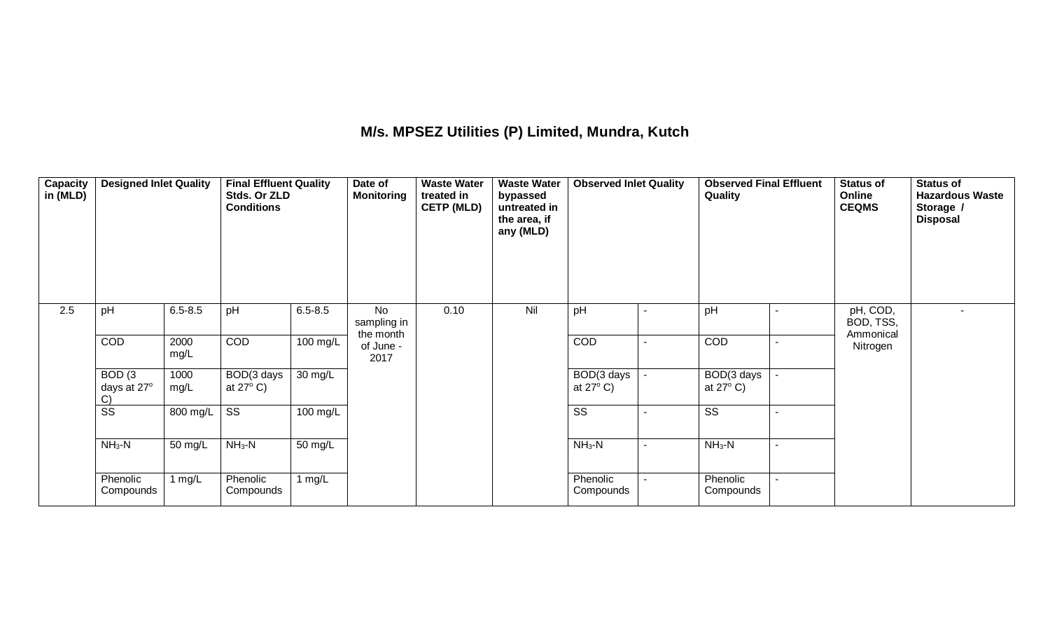## M/s. MPSEZ Utilities (P) Limited, Mundra, Kutch

| Capacity in (MLD) | Designed Inlet Quality | | Final Effluent Quality Stds. Or ZLD Conditions | | Date of Monitoring | Waste Water treated in CETP (MLD) | Waste Water bypassed untreated in the area, if any (MLD) | Observed Inlet Quality | | Observed Final Effluent Quality | | Status of Online CEQMS | Status of Hazardous Waste Storage / Disposal |
|---|---|---|---|---|---|---|---|---|---|---|---|---|---|
| 2.5 | pH | 6.5-8.5 | pH | 6.5-8.5 | No sampling in the month of June - 2017 | 0.10 | Nil | pH | - | pH | - | pH, COD, BOD, TSS, Ammonical Nitrogen | - |
| | COD | 2000 mg/L | COD | 100 mg/L | | | | COD | - | COD | - | | |
| | BOD (3 days at 27$^{o}$ C) | 1000 mg/L | BOD(3 days at 27$^{o}$ C) | 30 mg/L | | | | BOD(3 days at 27$^{o}$ C) | - | BOD(3 days at 27$^{o}$ C) | - | | |
| | SS | 800 mg/L | SS | 100 mg/L | | | | SS | - | SS | - | | |
| | $NH_3$-N | 50 mg/L | $NH_3$-N | 50 mg/L | | | | $NH_3$-N | - | $NH_3$-N | - | | |
| | Phenolic Compounds | 1 mg/L | Phenolic Compounds | 1 mg/L | | | | Phenolic Compounds | - | Phenolic Compounds | - | | |